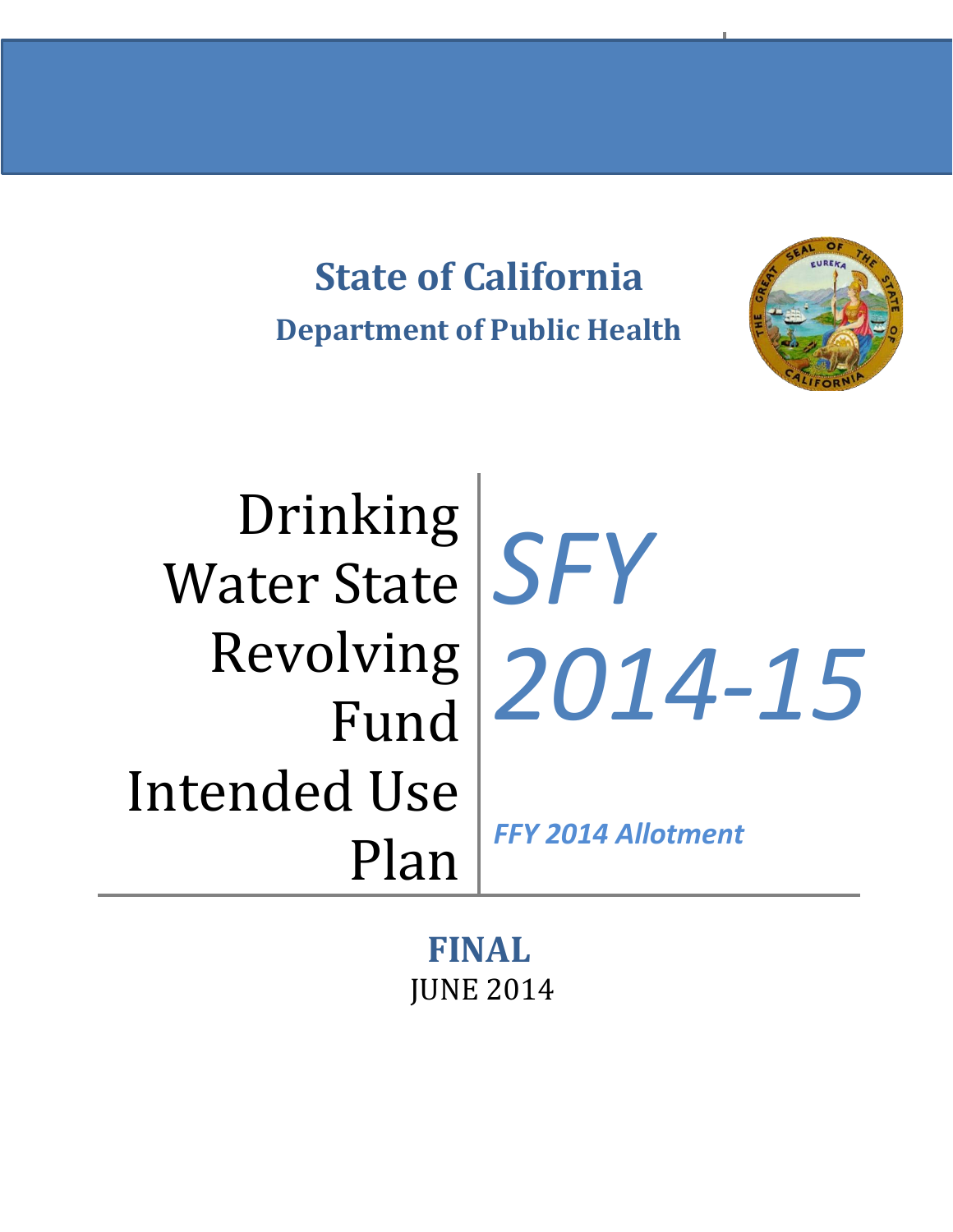# State of California

## Department of Public Health

# Drinking Water State Revolving Fund Intended Use Plan

# *SFY 2014-15*

***FFY 2014 Allotment***

**FINAL**

JUNE 2014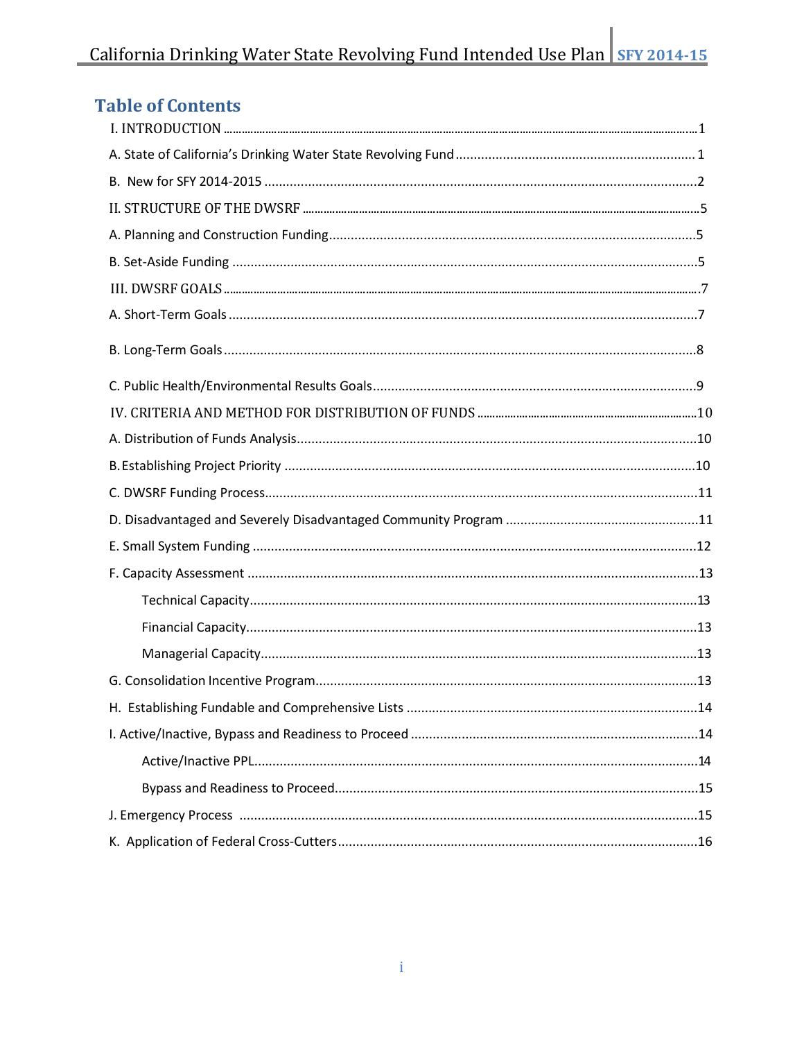## Table of Contents

I. INTRODUCTION ....... 1

A. State of California's Drinking Water State Revolving Fund ....... 1

B. New for SFY 2014-2015 ....... 2

II. STRUCTURE OF THE DWSRF ....... 5

A. Planning and Construction Funding ....... 5

B. Set-Aside Funding ....... 5

III. DWSRF GOALS ....... 7

A. Short-Term Goals ....... 7

B. Long-Term Goals ....... 8

C. Public Health/Environmental Results Goals ....... 9

IV. CRITERIA AND METHOD FOR DISTRIBUTION OF FUNDS ....... 10

A. Distribution of Funds Analysis ....... 10

B. Establishing Project Priority ....... 10

C. DWSRF Funding Process ....... 11

D. Disadvantaged and Severely Disadvantaged Community Program ....... 11

E. Small System Funding ....... 12

F. Capacity Assessment ....... 13

- Technical Capacity ....... 13
- Financial Capacity ....... 13
- Managerial Capacity ....... 13

G. Consolidation Incentive Program ....... 13

H. Establishing Fundable and Comprehensive Lists ....... 14

I. Active/Inactive, Bypass and Readiness to Proceed ....... 14

- Active/Inactive PPL ....... 14
- Bypass and Readiness to Proceed ....... 15

J. Emergency Process ....... 15

K. Application of Federal Cross-Cutters ....... 16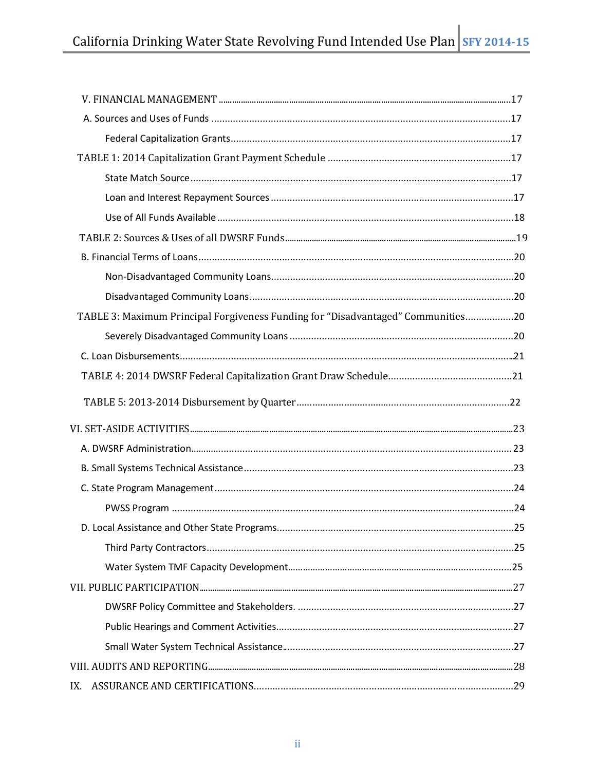V. FINANCIAL MANAGEMENT ....................................................................................17

A. Sources and Uses of Funds ....................................................................................17

Federal Capitalization Grants....................................................................................17

TABLE 1: 2014 Capitalization Grant Payment Schedule ....................................................17

State Match Source....................................................................................17

Loan and Interest Repayment Sources ....................................................................................17

Use of All Funds Available ....................................................................................18

TABLE 2: Sources & Uses of all DWSRF Funds....................................................................................19

B. Financial Terms of Loans....................................................................................20

Non-Disadvantaged Community Loans....................................................................................20

Disadvantaged Community Loans....................................................................................20

TABLE 3: Maximum Principal Forgiveness Funding for "Disadvantaged" Communities.................20

Severely Disadvantaged Community Loans ....................................................................................20

C. Loan Disbursements....................................................................................21

TABLE 4: 2014 DWSRF Federal Capitalization Grant Draw Schedule.............................................21

TABLE 5: 2013-2014 Disbursement by Quarter....................................................................................22

VI. SET-ASIDE ACTIVITIES....................................................................................23

A. DWSRF Administration....................................................................................23

B. Small Systems Technical Assistance....................................................................................23

C. State Program Management....................................................................................24

PWSS Program ....................................................................................24

D. Local Assistance and Other State Programs....................................................................................25

Third Party Contractors....................................................................................25

Water System TMF Capacity Development....................................................................................25

VII. PUBLIC PARTICIPATION....................................................................................27

DWSRF Policy Committee and Stakeholders. ....................................................................................27

Public Hearings and Comment Activities....................................................................................27

Small Water System Technical Assistance....................................................................................27

VIII. AUDITS AND REPORTING....................................................................................28

IX. ASSURANCE AND CERTIFICATIONS....................................................................................29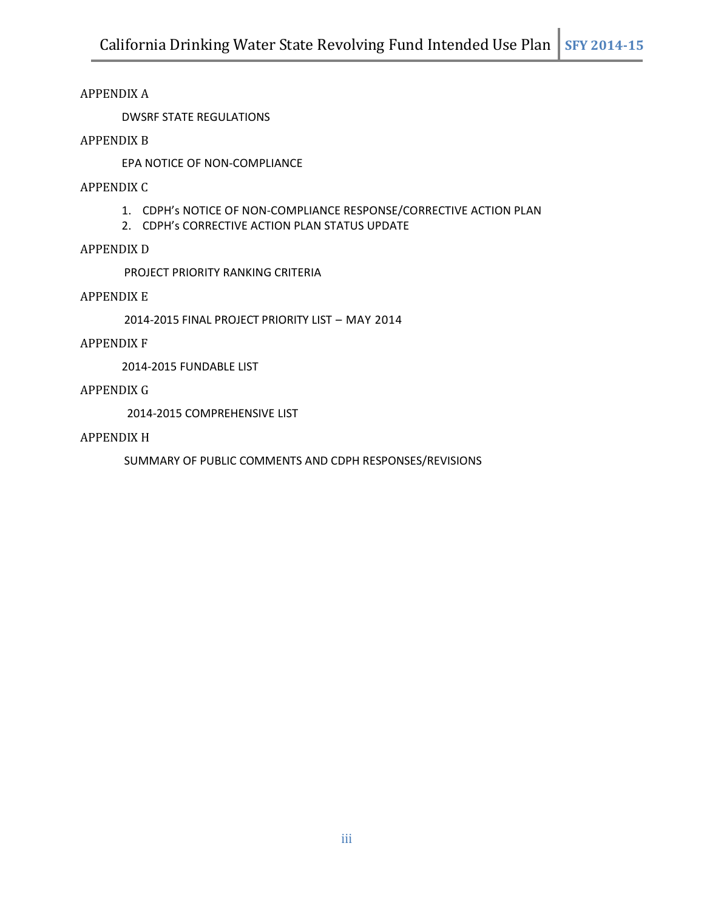APPENDIX A

DWSRF STATE REGULATIONS

APPENDIX B

EPA NOTICE OF NON-COMPLIANCE

APPENDIX C

1. CDPH's NOTICE OF NON-COMPLIANCE RESPONSE/CORRECTIVE ACTION PLAN
2. CDPH's CORRECTIVE ACTION PLAN STATUS UPDATE

APPENDIX D

PROJECT PRIORITY RANKING CRITERIA

APPENDIX E

2014-2015 FINAL PROJECT PRIORITY LIST – MAY 2014

APPENDIX F

2014-2015 FUNDABLE LIST

APPENDIX G

2014-2015 COMPREHENSIVE LIST

APPENDIX H

SUMMARY OF PUBLIC COMMENTS AND CDPH RESPONSES/REVISIONS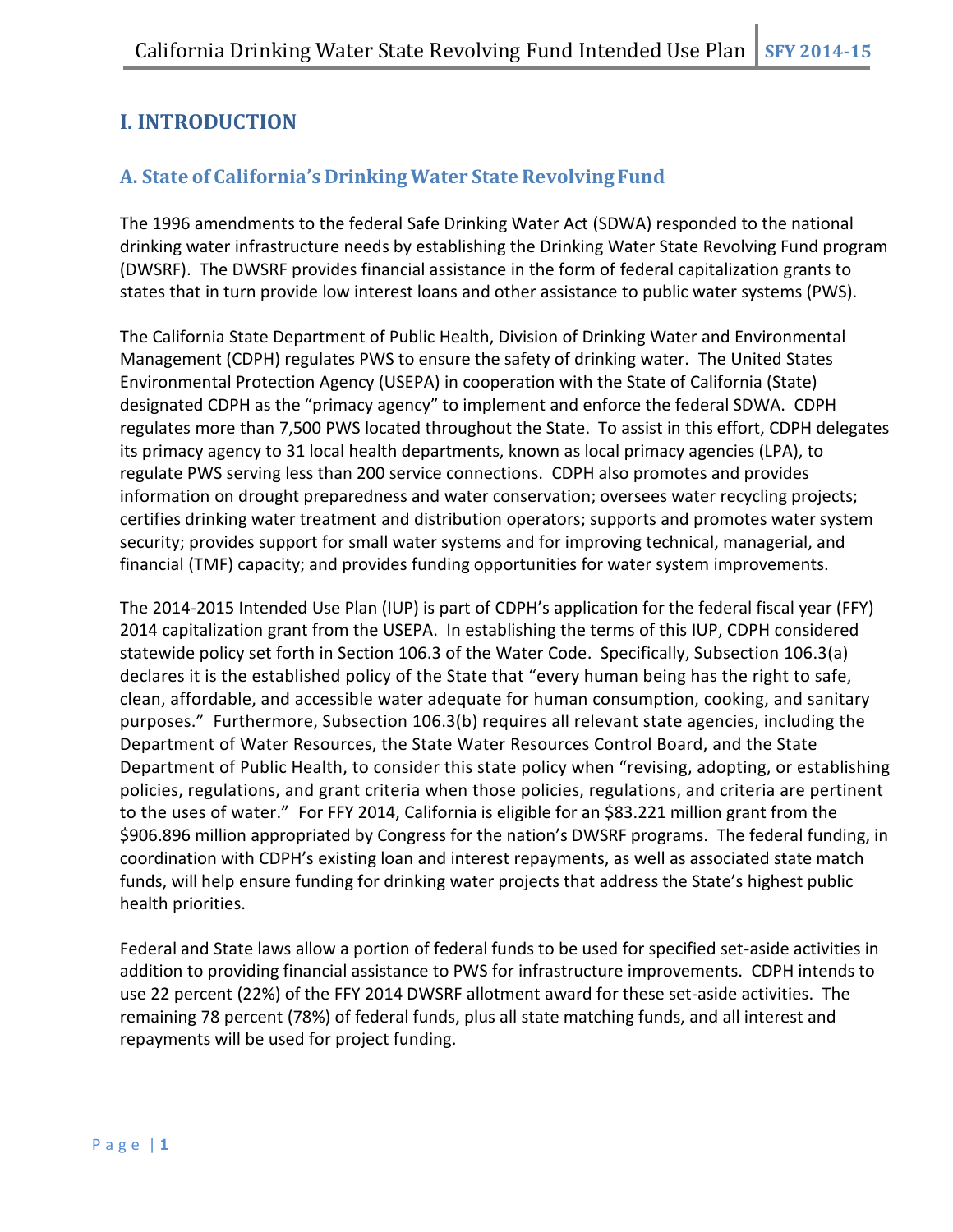# I. INTRODUCTION

## A. State of California's Drinking Water State Revolving Fund

The 1996 amendments to the federal Safe Drinking Water Act (SDWA) responded to the national drinking water infrastructure needs by establishing the Drinking Water State Revolving Fund program (DWSRF). The DWSRF provides financial assistance in the form of federal capitalization grants to states that in turn provide low interest loans and other assistance to public water systems (PWS).

The California State Department of Public Health, Division of Drinking Water and Environmental Management (CDPH) regulates PWS to ensure the safety of drinking water. The United States Environmental Protection Agency (USEPA) in cooperation with the State of California (State) designated CDPH as the "primacy agency" to implement and enforce the federal SDWA. CDPH regulates more than 7,500 PWS located throughout the State. To assist in this effort, CDPH delegates its primacy agency to 31 local health departments, known as local primacy agencies (LPA), to regulate PWS serving less than 200 service connections. CDPH also promotes and provides information on drought preparedness and water conservation; oversees water recycling projects; certifies drinking water treatment and distribution operators; supports and promotes water system security; provides support for small water systems and for improving technical, managerial, and financial (TMF) capacity; and provides funding opportunities for water system improvements.

The 2014-2015 Intended Use Plan (IUP) is part of CDPH's application for the federal fiscal year (FFY) 2014 capitalization grant from the USEPA. In establishing the terms of this IUP, CDPH considered statewide policy set forth in Section 106.3 of the Water Code. Specifically, Subsection 106.3(a) declares it is the established policy of the State that "every human being has the right to safe, clean, affordable, and accessible water adequate for human consumption, cooking, and sanitary purposes." Furthermore, Subsection 106.3(b) requires all relevant state agencies, including the Department of Water Resources, the State Water Resources Control Board, and the State Department of Public Health, to consider this state policy when "revising, adopting, or establishing policies, regulations, and grant criteria when those policies, regulations, and criteria are pertinent to the uses of water." For FFY 2014, California is eligible for an $83.221 million grant from the $906.896 million appropriated by Congress for the nation's DWSRF programs. The federal funding, in coordination with CDPH's existing loan and interest repayments, as well as associated state match funds, will help ensure funding for drinking water projects that address the State's highest public health priorities.

Federal and State laws allow a portion of federal funds to be used for specified set-aside activities in addition to providing financial assistance to PWS for infrastructure improvements. CDPH intends to use 22 percent (22%) of the FFY 2014 DWSRF allotment award for these set-aside activities. The remaining 78 percent (78%) of federal funds, plus all state matching funds, and all interest and repayments will be used for project funding.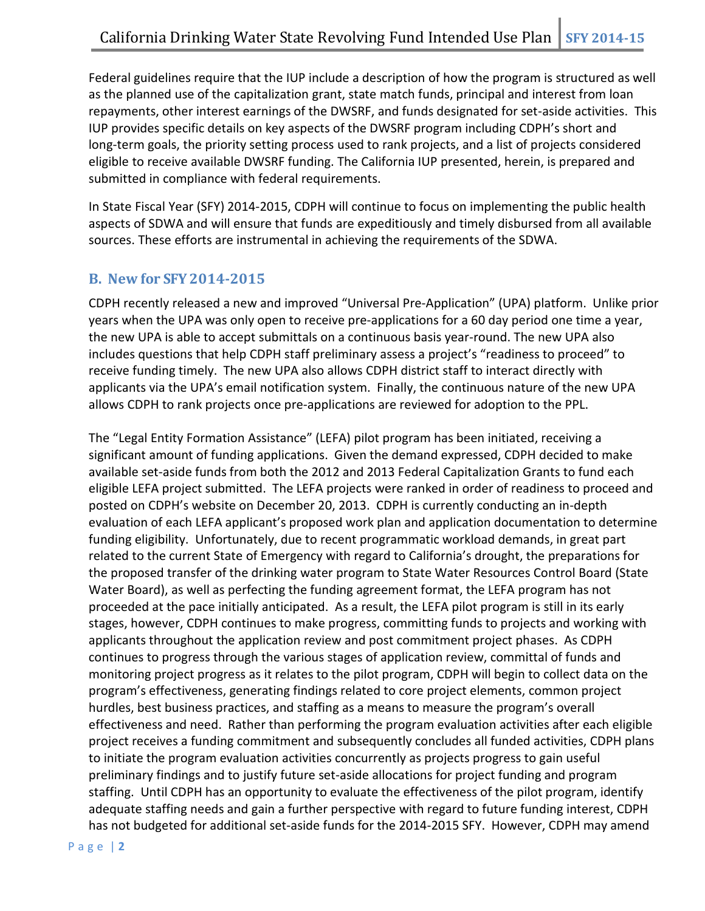Federal guidelines require that the IUP include a description of how the program is structured as well as the planned use of the capitalization grant, state match funds, principal and interest from loan repayments, other interest earnings of the DWSRF, and funds designated for set-aside activities. This IUP provides specific details on key aspects of the DWSRF program including CDPH's short and long-term goals, the priority setting process used to rank projects, and a list of projects considered eligible to receive available DWSRF funding. The California IUP presented, herein, is prepared and submitted in compliance with federal requirements.

In State Fiscal Year (SFY) 2014-2015, CDPH will continue to focus on implementing the public health aspects of SDWA and will ensure that funds are expeditiously and timely disbursed from all available sources. These efforts are instrumental in achieving the requirements of the SDWA.

## B. New for SFY 2014-2015

CDPH recently released a new and improved "Universal Pre-Application" (UPA) platform. Unlike prior years when the UPA was only open to receive pre-applications for a 60 day period one time a year, the new UPA is able to accept submittals on a continuous basis year-round. The new UPA also includes questions that help CDPH staff preliminary assess a project's "readiness to proceed" to receive funding timely. The new UPA also allows CDPH district staff to interact directly with applicants via the UPA's email notification system. Finally, the continuous nature of the new UPA allows CDPH to rank projects once pre-applications are reviewed for adoption to the PPL.

The "Legal Entity Formation Assistance" (LEFA) pilot program has been initiated, receiving a significant amount of funding applications. Given the demand expressed, CDPH decided to make available set-aside funds from both the 2012 and 2013 Federal Capitalization Grants to fund each eligible LEFA project submitted. The LEFA projects were ranked in order of readiness to proceed and posted on CDPH's website on December 20, 2013. CDPH is currently conducting an in-depth evaluation of each LEFA applicant's proposed work plan and application documentation to determine funding eligibility. Unfortunately, due to recent programmatic workload demands, in great part related to the current State of Emergency with regard to California's drought, the preparations for the proposed transfer of the drinking water program to State Water Resources Control Board (State Water Board), as well as perfecting the funding agreement format, the LEFA program has not proceeded at the pace initially anticipated. As a result, the LEFA pilot program is still in its early stages, however, CDPH continues to make progress, committing funds to projects and working with applicants throughout the application review and post commitment project phases. As CDPH continues to progress through the various stages of application review, committal of funds and monitoring project progress as it relates to the pilot program, CDPH will begin to collect data on the program's effectiveness, generating findings related to core project elements, common project hurdles, best business practices, and staffing as a means to measure the program's overall effectiveness and need. Rather than performing the program evaluation activities after each eligible project receives a funding commitment and subsequently concludes all funded activities, CDPH plans to initiate the program evaluation activities concurrently as projects progress to gain useful preliminary findings and to justify future set-aside allocations for project funding and program staffing. Until CDPH has an opportunity to evaluate the effectiveness of the pilot program, identify adequate staffing needs and gain a further perspective with regard to future funding interest, CDPH has not budgeted for additional set-aside funds for the 2014-2015 SFY. However, CDPH may amend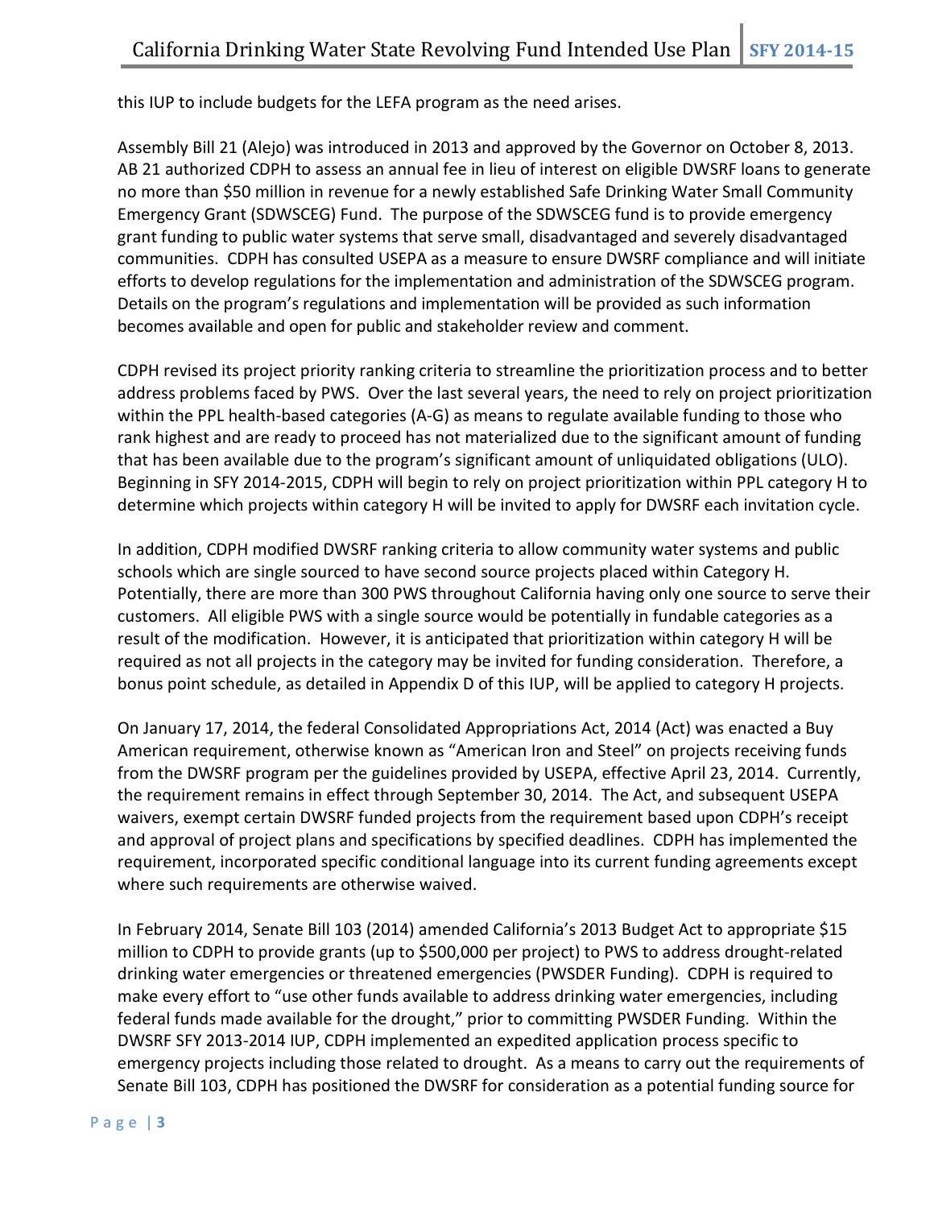this IUP to include budgets for the LEFA program as the need arises.

Assembly Bill 21 (Alejo) was introduced in 2013 and approved by the Governor on October 8, 2013. AB 21 authorized CDPH to assess an annual fee in lieu of interest on eligible DWSRF loans to generate no more than $50 million in revenue for a newly established Safe Drinking Water Small Community Emergency Grant (SDWSCEG) Fund. The purpose of the SDWSCEG fund is to provide emergency grant funding to public water systems that serve small, disadvantaged and severely disadvantaged communities. CDPH has consulted USEPA as a measure to ensure DWSRF compliance and will initiate efforts to develop regulations for the implementation and administration of the SDWSCEG program. Details on the program's regulations and implementation will be provided as such information becomes available and open for public and stakeholder review and comment.

CDPH revised its project priority ranking criteria to streamline the prioritization process and to better address problems faced by PWS. Over the last several years, the need to rely on project prioritization within the PPL health-based categories (A-G) as means to regulate available funding to those who rank highest and are ready to proceed has not materialized due to the significant amount of funding that has been available due to the program's significant amount of unliquidated obligations (ULO). Beginning in SFY 2014-2015, CDPH will begin to rely on project prioritization within PPL category H to determine which projects within category H will be invited to apply for DWSRF each invitation cycle.

In addition, CDPH modified DWSRF ranking criteria to allow community water systems and public schools which are single sourced to have second source projects placed within Category H. Potentially, there are more than 300 PWS throughout California having only one source to serve their customers. All eligible PWS with a single source would be potentially in fundable categories as a result of the modification. However, it is anticipated that prioritization within category H will be required as not all projects in the category may be invited for funding consideration. Therefore, a bonus point schedule, as detailed in Appendix D of this IUP, will be applied to category H projects.

On January 17, 2014, the federal Consolidated Appropriations Act, 2014 (Act) was enacted a Buy American requirement, otherwise known as "American Iron and Steel" on projects receiving funds from the DWSRF program per the guidelines provided by USEPA, effective April 23, 2014. Currently, the requirement remains in effect through September 30, 2014. The Act, and subsequent USEPA waivers, exempt certain DWSRF funded projects from the requirement based upon CDPH's receipt and approval of project plans and specifications by specified deadlines. CDPH has implemented the requirement, incorporated specific conditional language into its current funding agreements except where such requirements are otherwise waived.

In February 2014, Senate Bill 103 (2014) amended California's 2013 Budget Act to appropriate $15 million to CDPH to provide grants (up to $500,000 per project) to PWS to address drought-related drinking water emergencies or threatened emergencies (PWSDER Funding). CDPH is required to make every effort to "use other funds available to address drinking water emergencies, including federal funds made available for the drought," prior to committing PWSDER Funding. Within the DWSRF SFY 2013-2014 IUP, CDPH implemented an expedited application process specific to emergency projects including those related to drought. As a means to carry out the requirements of Senate Bill 103, CDPH has positioned the DWSRF for consideration as a potential funding source for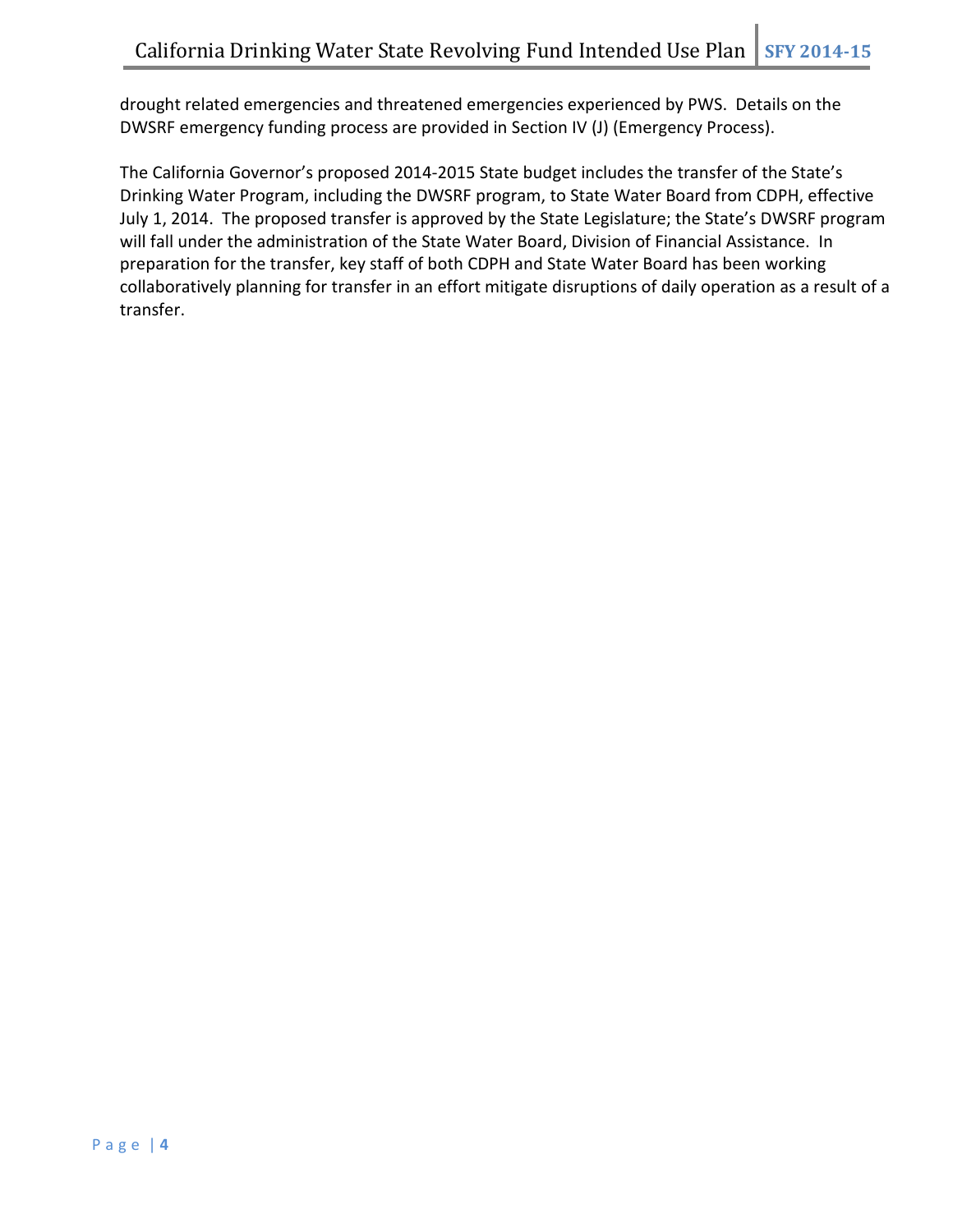drought related emergencies and threatened emergencies experienced by PWS. Details on the DWSRF emergency funding process are provided in Section IV (J) (Emergency Process).

The California Governor's proposed 2014-2015 State budget includes the transfer of the State's Drinking Water Program, including the DWSRF program, to State Water Board from CDPH, effective July 1, 2014. The proposed transfer is approved by the State Legislature; the State's DWSRF program will fall under the administration of the State Water Board, Division of Financial Assistance. In preparation for the transfer, key staff of both CDPH and State Water Board has been working collaboratively planning for transfer in an effort mitigate disruptions of daily operation as a result of a transfer.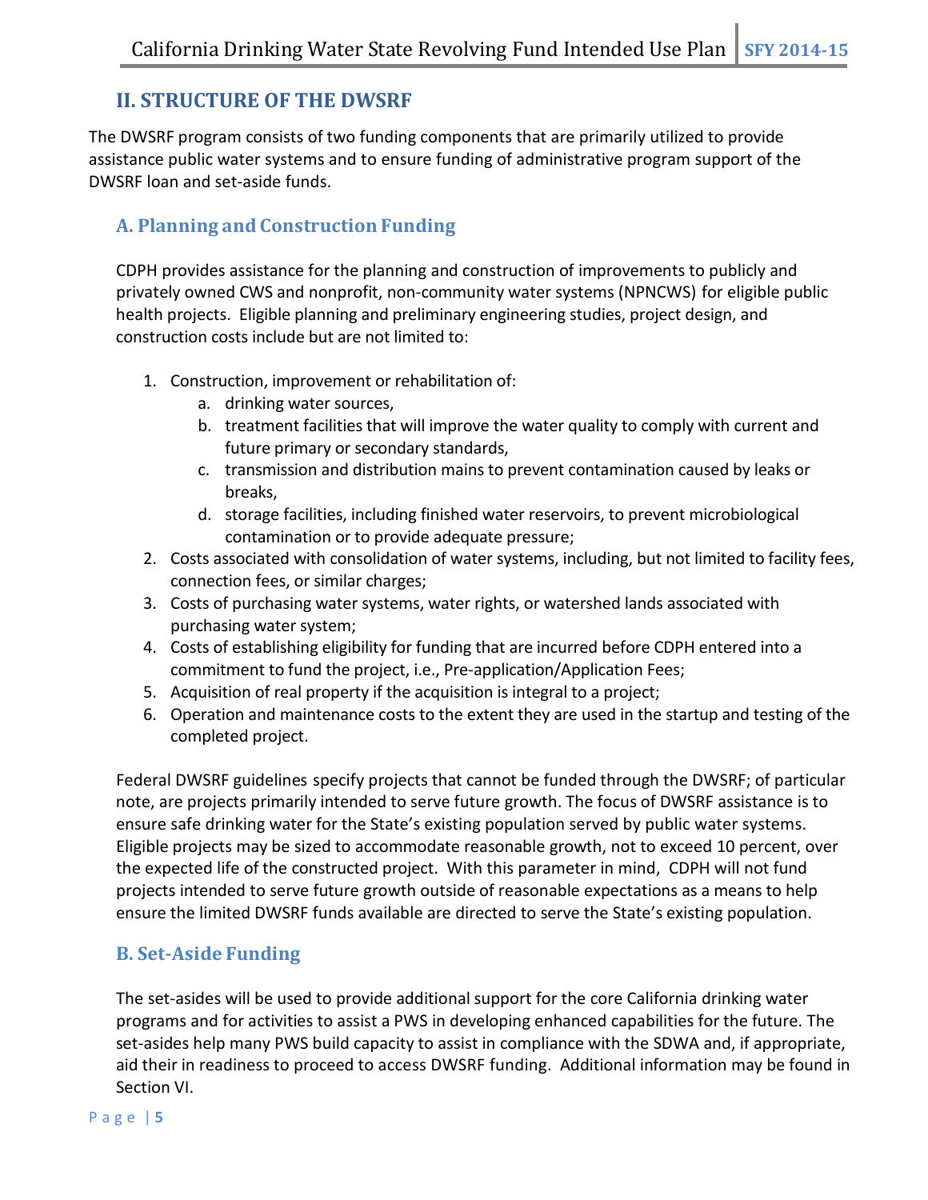## II. STRUCTURE OF THE DWSRF

The DWSRF program consists of two funding components that are primarily utilized to provide assistance public water systems and to ensure funding of administrative program support of the DWSRF loan and set-aside funds.

### A. Planning and Construction Funding

CDPH provides assistance for the planning and construction of improvements to publicly and privately owned CWS and nonprofit, non-community water systems (NPNCWS) for eligible public health projects. Eligible planning and preliminary engineering studies, project design, and construction costs include but are not limited to:

1. Construction, improvement or rehabilitation of:
   a. drinking water sources,
   b. treatment facilities that will improve the water quality to comply with current and future primary or secondary standards,
   c. transmission and distribution mains to prevent contamination caused by leaks or breaks,
   d. storage facilities, including finished water reservoirs, to prevent microbiological contamination or to provide adequate pressure;
2. Costs associated with consolidation of water systems, including, but not limited to facility fees, connection fees, or similar charges;
3. Costs of purchasing water systems, water rights, or watershed lands associated with purchasing water system;
4. Costs of establishing eligibility for funding that are incurred before CDPH entered into a commitment to fund the project, i.e., Pre-application/Application Fees;
5. Acquisition of real property if the acquisition is integral to a project;
6. Operation and maintenance costs to the extent they are used in the startup and testing of the completed project.

Federal DWSRF guidelines specify projects that cannot be funded through the DWSRF; of particular note, are projects primarily intended to serve future growth. The focus of DWSRF assistance is to ensure safe drinking water for the State's existing population served by public water systems. Eligible projects may be sized to accommodate reasonable growth, not to exceed 10 percent, over the expected life of the constructed project. With this parameter in mind, CDPH will not fund projects intended to serve future growth outside of reasonable expectations as a means to help ensure the limited DWSRF funds available are directed to serve the State's existing population.

### B. Set-Aside Funding

The set-asides will be used to provide additional support for the core California drinking water programs and for activities to assist a PWS in developing enhanced capabilities for the future. The set-asides help many PWS build capacity to assist in compliance with the SDWA and, if appropriate, aid their in readiness to proceed to access DWSRF funding. Additional information may be found in Section VI.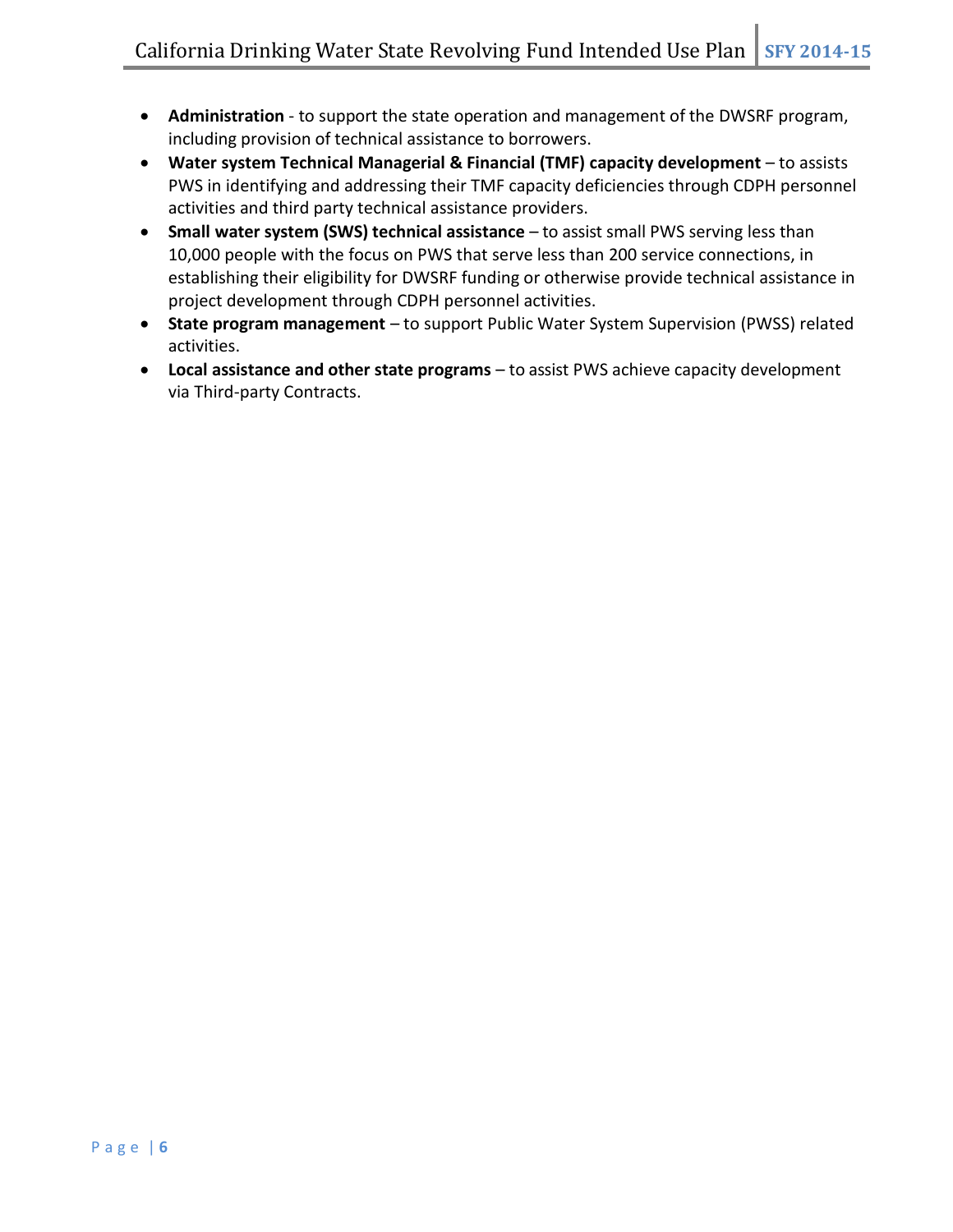- **Administration** - to support the state operation and management of the DWSRF program, including provision of technical assistance to borrowers.
- **Water system Technical Managerial & Financial (TMF) capacity development** – to assists PWS in identifying and addressing their TMF capacity deficiencies through CDPH personnel activities and third party technical assistance providers.
- **Small water system (SWS) technical assistance** – to assist small PWS serving less than 10,000 people with the focus on PWS that serve less than 200 service connections, in establishing their eligibility for DWSRF funding or otherwise provide technical assistance in project development through CDPH personnel activities.
- **State program management** – to support Public Water System Supervision (PWSS) related activities.
- **Local assistance and other state programs** – to assist PWS achieve capacity development via Third-party Contracts.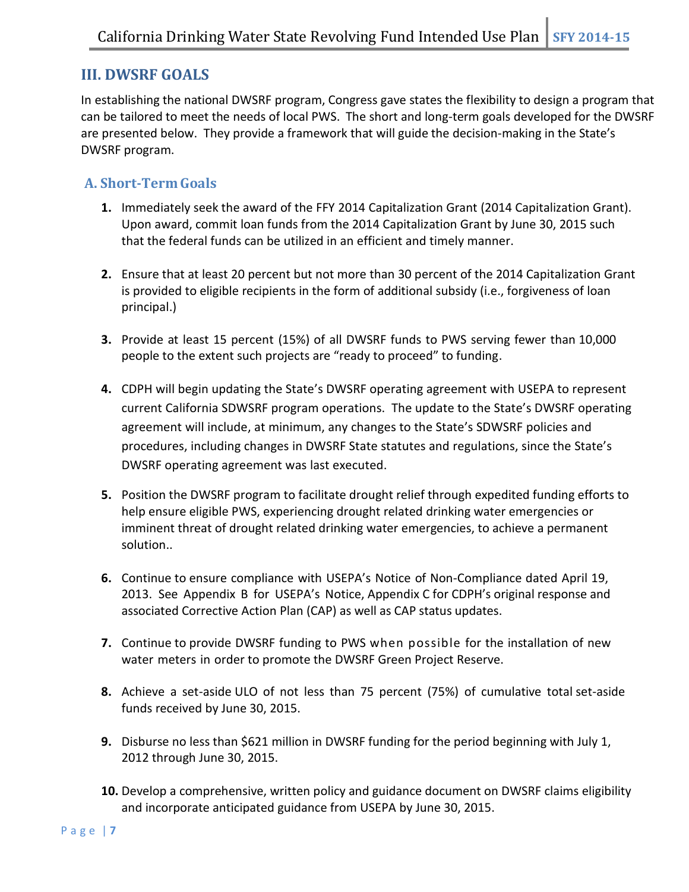## III. DWSRF GOALS

In establishing the national DWSRF program, Congress gave states the flexibility to design a program that can be tailored to meet the needs of local PWS. The short and long-term goals developed for the DWSRF are presented below. They provide a framework that will guide the decision-making in the State's DWSRF program.

### A. Short-Term Goals

1. Immediately seek the award of the FFY 2014 Capitalization Grant (2014 Capitalization Grant). Upon award, commit loan funds from the 2014 Capitalization Grant by June 30, 2015 such that the federal funds can be utilized in an efficient and timely manner.

2. Ensure that at least 20 percent but not more than 30 percent of the 2014 Capitalization Grant is provided to eligible recipients in the form of additional subsidy (i.e., forgiveness of loan principal.)

3. Provide at least 15 percent (15%) of all DWSRF funds to PWS serving fewer than 10,000 people to the extent such projects are "ready to proceed" to funding.

4. CDPH will begin updating the State's DWSRF operating agreement with USEPA to represent current California SDWSRF program operations. The update to the State's DWSRF operating agreement will include, at minimum, any changes to the State's SDWSRF policies and procedures, including changes in DWSRF State statutes and regulations, since the State's DWSRF operating agreement was last executed.

5. Position the DWSRF program to facilitate drought relief through expedited funding efforts to help ensure eligible PWS, experiencing drought related drinking water emergencies or imminent threat of drought related drinking water emergencies, to achieve a permanent solution..

6. Continue to ensure compliance with USEPA's Notice of Non-Compliance dated April 19, 2013. See Appendix B for USEPA's Notice, Appendix C for CDPH's original response and associated Corrective Action Plan (CAP) as well as CAP status updates.

7. Continue to provide DWSRF funding to PWS when possible for the installation of new water meters in order to promote the DWSRF Green Project Reserve.

8. Achieve a set-aside ULO of not less than 75 percent (75%) of cumulative total set-aside funds received by June 30, 2015.

9. Disburse no less than $621 million in DWSRF funding for the period beginning with July 1, 2012 through June 30, 2015.

10. Develop a comprehensive, written policy and guidance document on DWSRF claims eligibility and incorporate anticipated guidance from USEPA by June 30, 2015.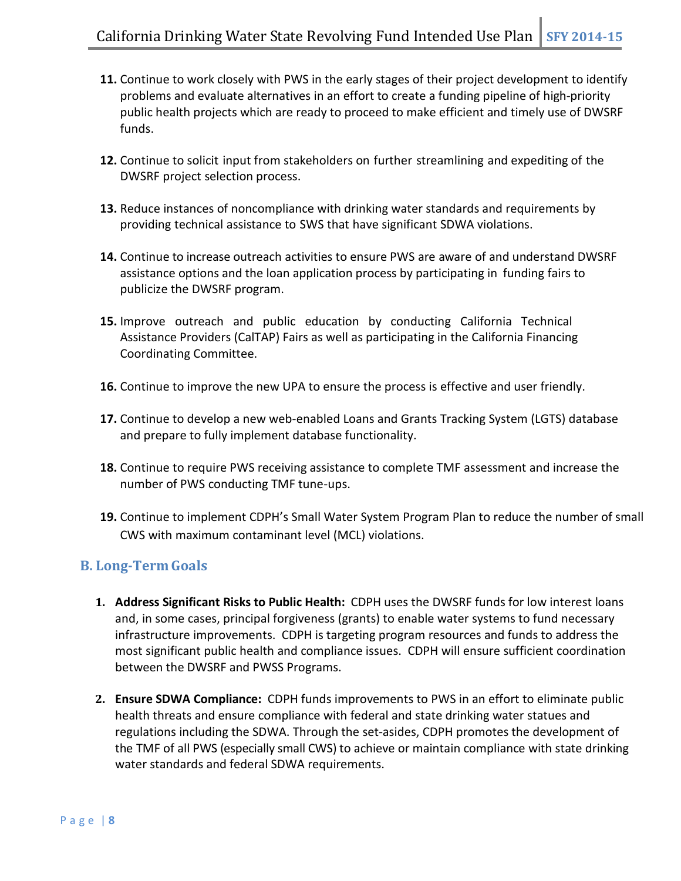11. Continue to work closely with PWS in the early stages of their project development to identify problems and evaluate alternatives in an effort to create a funding pipeline of high-priority public health projects which are ready to proceed to make efficient and timely use of DWSRF funds.

12. Continue to solicit input from stakeholders on further streamlining and expediting of the DWSRF project selection process.

13. Reduce instances of noncompliance with drinking water standards and requirements by providing technical assistance to SWS that have significant SDWA violations.

14. Continue to increase outreach activities to ensure PWS are aware of and understand DWSRF assistance options and the loan application process by participating in funding fairs to publicize the DWSRF program.

15. Improve outreach and public education by conducting California Technical Assistance Providers (CalTAP) Fairs as well as participating in the California Financing Coordinating Committee.

16. Continue to improve the new UPA to ensure the process is effective and user friendly.

17. Continue to develop a new web-enabled Loans and Grants Tracking System (LGTS) database and prepare to fully implement database functionality.

18. Continue to require PWS receiving assistance to complete TMF assessment and increase the number of PWS conducting TMF tune-ups.

19. Continue to implement CDPH's Small Water System Program Plan to reduce the number of small CWS with maximum contaminant level (MCL) violations.

## B. Long-Term Goals

1. **Address Significant Risks to Public Health:** CDPH uses the DWSRF funds for low interest loans and, in some cases, principal forgiveness (grants) to enable water systems to fund necessary infrastructure improvements. CDPH is targeting program resources and funds to address the most significant public health and compliance issues. CDPH will ensure sufficient coordination between the DWSRF and PWSS Programs.

2. **Ensure SDWA Compliance:** CDPH funds improvements to PWS in an effort to eliminate public health threats and ensure compliance with federal and state drinking water statues and regulations including the SDWA. Through the set-asides, CDPH promotes the development of the TMF of all PWS (especially small CWS) to achieve or maintain compliance with state drinking water standards and federal SDWA requirements.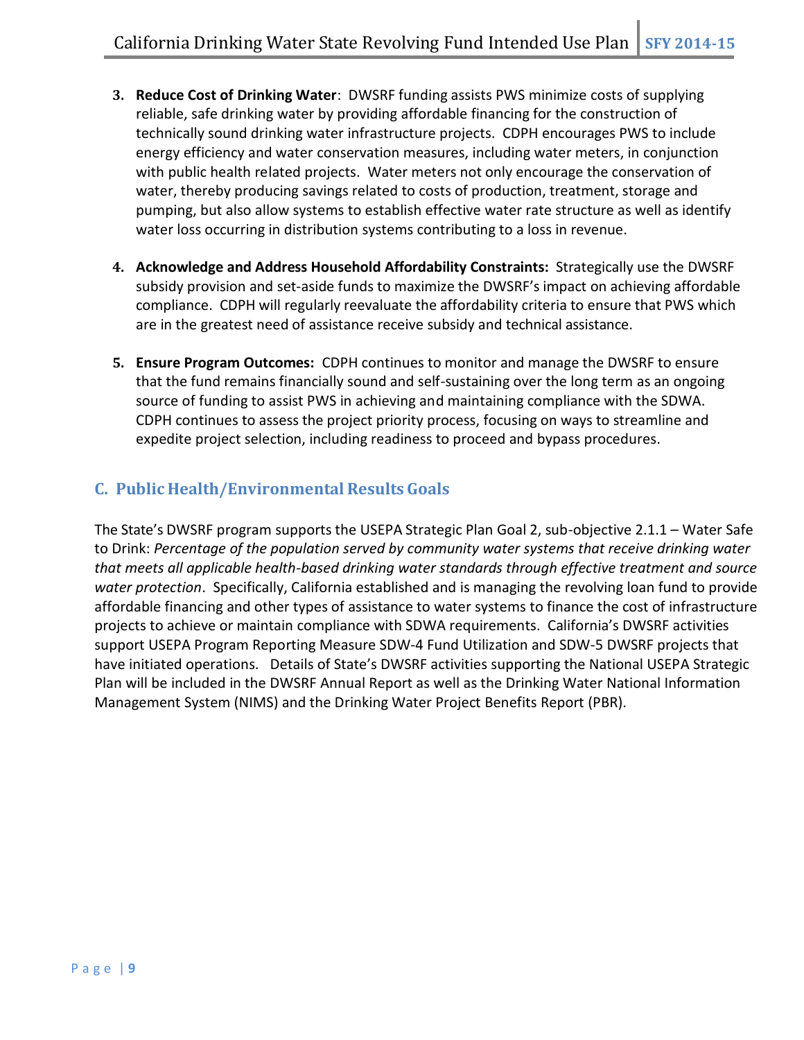3. **Reduce Cost of Drinking Water**: DWSRF funding assists PWS minimize costs of supplying reliable, safe drinking water by providing affordable financing for the construction of technically sound drinking water infrastructure projects. CDPH encourages PWS to include energy efficiency and water conservation measures, including water meters, in conjunction with public health related projects. Water meters not only encourage the conservation of water, thereby producing savings related to costs of production, treatment, storage and pumping, but also allow systems to establish effective water rate structure as well as identify water loss occurring in distribution systems contributing to a loss in revenue.

4. **Acknowledge and Address Household Affordability Constraints:** Strategically use the DWSRF subsidy provision and set-aside funds to maximize the DWSRF's impact on achieving affordable compliance. CDPH will regularly reevaluate the affordability criteria to ensure that PWS which are in the greatest need of assistance receive subsidy and technical assistance.

5. **Ensure Program Outcomes:** CDPH continues to monitor and manage the DWSRF to ensure that the fund remains financially sound and self-sustaining over the long term as an ongoing source of funding to assist PWS in achieving and maintaining compliance with the SDWA. CDPH continues to assess the project priority process, focusing on ways to streamline and expedite project selection, including readiness to proceed and bypass procedures.

## C. Public Health/Environmental Results Goals

The State's DWSRF program supports the USEPA Strategic Plan Goal 2, sub-objective 2.1.1 – Water Safe to Drink: *Percentage of the population served by community water systems that receive drinking water that meets all applicable health-based drinking water standards through effective treatment and source water protection*. Specifically, California established and is managing the revolving loan fund to provide affordable financing and other types of assistance to water systems to finance the cost of infrastructure projects to achieve or maintain compliance with SDWA requirements. California's DWSRF activities support USEPA Program Reporting Measure SDW-4 Fund Utilization and SDW-5 DWSRF projects that have initiated operations. Details of State's DWSRF activities supporting the National USEPA Strategic Plan will be included in the DWSRF Annual Report as well as the Drinking Water National Information Management System (NIMS) and the Drinking Water Project Benefits Report (PBR).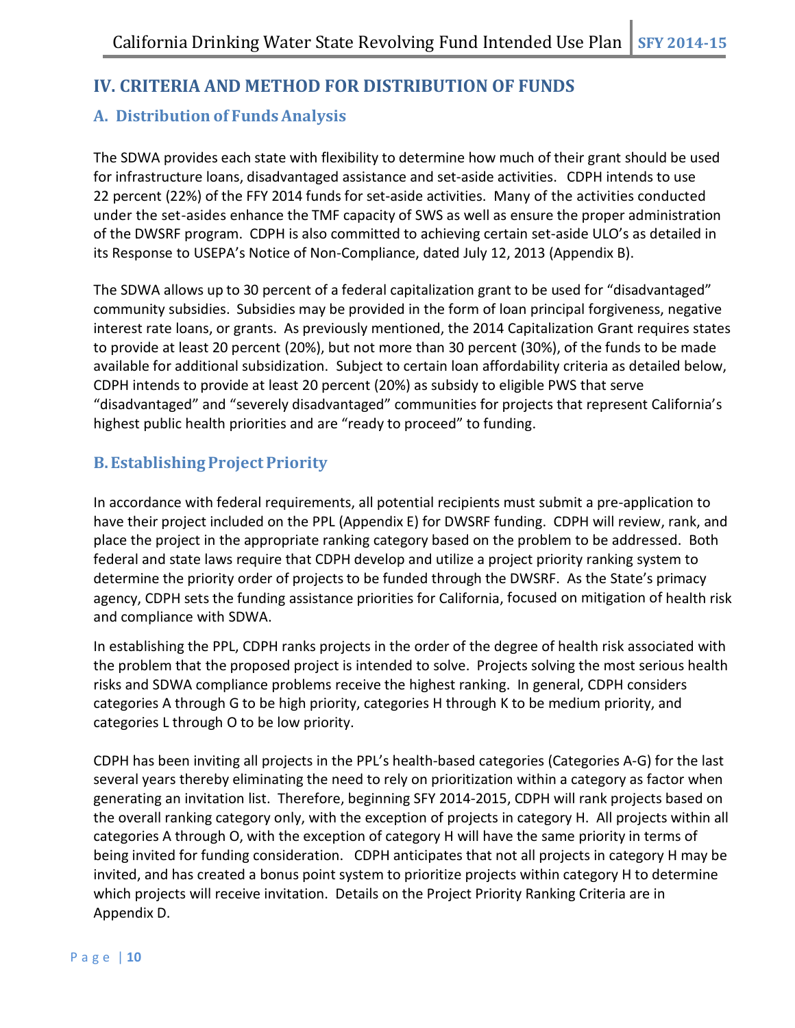## IV. CRITERIA AND METHOD FOR DISTRIBUTION OF FUNDS

### A. Distribution of Funds Analysis

The SDWA provides each state with flexibility to determine how much of their grant should be used for infrastructure loans, disadvantaged assistance and set-aside activities. CDPH intends to use 22 percent (22%) of the FFY 2014 funds for set-aside activities. Many of the activities conducted under the set-asides enhance the TMF capacity of SWS as well as ensure the proper administration of the DWSRF program. CDPH is also committed to achieving certain set-aside ULO's as detailed in its Response to USEPA's Notice of Non-Compliance, dated July 12, 2013 (Appendix B).

The SDWA allows up to 30 percent of a federal capitalization grant to be used for "disadvantaged" community subsidies. Subsidies may be provided in the form of loan principal forgiveness, negative interest rate loans, or grants. As previously mentioned, the 2014 Capitalization Grant requires states to provide at least 20 percent (20%), but not more than 30 percent (30%), of the funds to be made available for additional subsidization. Subject to certain loan affordability criteria as detailed below, CDPH intends to provide at least 20 percent (20%) as subsidy to eligible PWS that serve "disadvantaged" and "severely disadvantaged" communities for projects that represent California's highest public health priorities and are "ready to proceed" to funding.

### B. Establishing Project Priority

In accordance with federal requirements, all potential recipients must submit a pre-application to have their project included on the PPL (Appendix E) for DWSRF funding. CDPH will review, rank, and place the project in the appropriate ranking category based on the problem to be addressed. Both federal and state laws require that CDPH develop and utilize a project priority ranking system to determine the priority order of projects to be funded through the DWSRF. As the State's primacy agency, CDPH sets the funding assistance priorities for California, focused on mitigation of health risk and compliance with SDWA.

In establishing the PPL, CDPH ranks projects in the order of the degree of health risk associated with the problem that the proposed project is intended to solve. Projects solving the most serious health risks and SDWA compliance problems receive the highest ranking. In general, CDPH considers categories A through G to be high priority, categories H through K to be medium priority, and categories L through O to be low priority.

CDPH has been inviting all projects in the PPL's health-based categories (Categories A-G) for the last several years thereby eliminating the need to rely on prioritization within a category as factor when generating an invitation list. Therefore, beginning SFY 2014-2015, CDPH will rank projects based on the overall ranking category only, with the exception of projects in category H. All projects within all categories A through O, with the exception of category H will have the same priority in terms of being invited for funding consideration. CDPH anticipates that not all projects in category H may be invited, and has created a bonus point system to prioritize projects within category H to determine which projects will receive invitation. Details on the Project Priority Ranking Criteria are in Appendix D.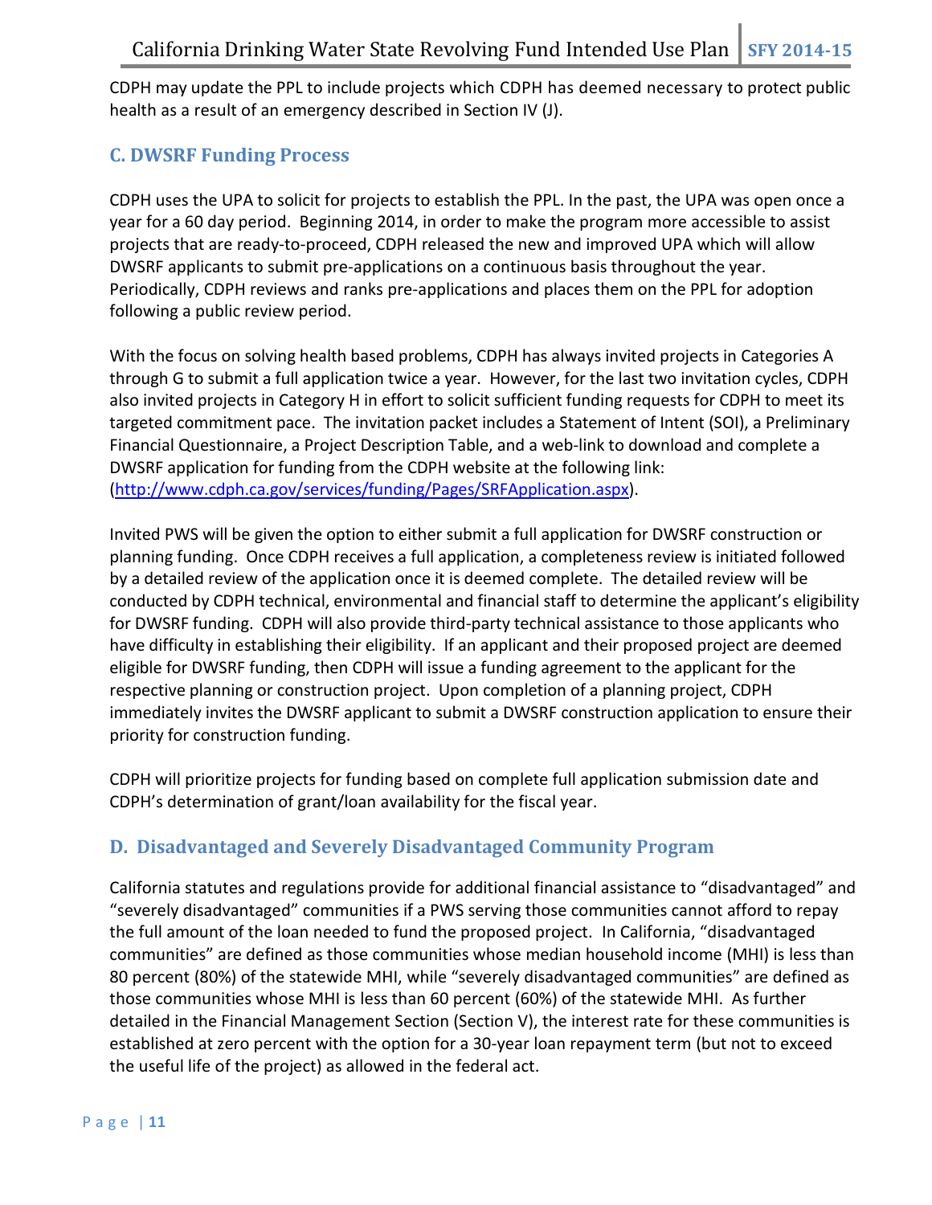CDPH may update the PPL to include projects which CDPH has deemed necessary to protect public health as a result of an emergency described in Section IV (J).

### C. DWSRF Funding Process

CDPH uses the UPA to solicit for projects to establish the PPL. In the past, the UPA was open once a year for a 60 day period. Beginning 2014, in order to make the program more accessible to assist projects that are ready-to-proceed, CDPH released the new and improved UPA which will allow DWSRF applicants to submit pre-applications on a continuous basis throughout the year. Periodically, CDPH reviews and ranks pre-applications and places them on the PPL for adoption following a public review period.

With the focus on solving health based problems, CDPH has always invited projects in Categories A through G to submit a full application twice a year. However, for the last two invitation cycles, CDPH also invited projects in Category H in effort to solicit sufficient funding requests for CDPH to meet its targeted commitment pace. The invitation packet includes a Statement of Intent (SOI), a Preliminary Financial Questionnaire, a Project Description Table, and a web-link to download and complete a DWSRF application for funding from the CDPH website at the following link: (http://www.cdph.ca.gov/services/funding/Pages/SRFApplication.aspx).

Invited PWS will be given the option to either submit a full application for DWSRF construction or planning funding. Once CDPH receives a full application, a completeness review is initiated followed by a detailed review of the application once it is deemed complete. The detailed review will be conducted by CDPH technical, environmental and financial staff to determine the applicant's eligibility for DWSRF funding. CDPH will also provide third-party technical assistance to those applicants who have difficulty in establishing their eligibility. If an applicant and their proposed project are deemed eligible for DWSRF funding, then CDPH will issue a funding agreement to the applicant for the respective planning or construction project. Upon completion of a planning project, CDPH immediately invites the DWSRF applicant to submit a DWSRF construction application to ensure their priority for construction funding.

CDPH will prioritize projects for funding based on complete full application submission date and CDPH's determination of grant/loan availability for the fiscal year.

### D. Disadvantaged and Severely Disadvantaged Community Program

California statutes and regulations provide for additional financial assistance to "disadvantaged" and "severely disadvantaged" communities if a PWS serving those communities cannot afford to repay the full amount of the loan needed to fund the proposed project. In California, "disadvantaged communities" are defined as those communities whose median household income (MHI) is less than 80 percent (80%) of the statewide MHI, while "severely disadvantaged communities" are defined as those communities whose MHI is less than 60 percent (60%) of the statewide MHI. As further detailed in the Financial Management Section (Section V), the interest rate for these communities is established at zero percent with the option for a 30-year loan repayment term (but not to exceed the useful life of the project) as allowed in the federal act.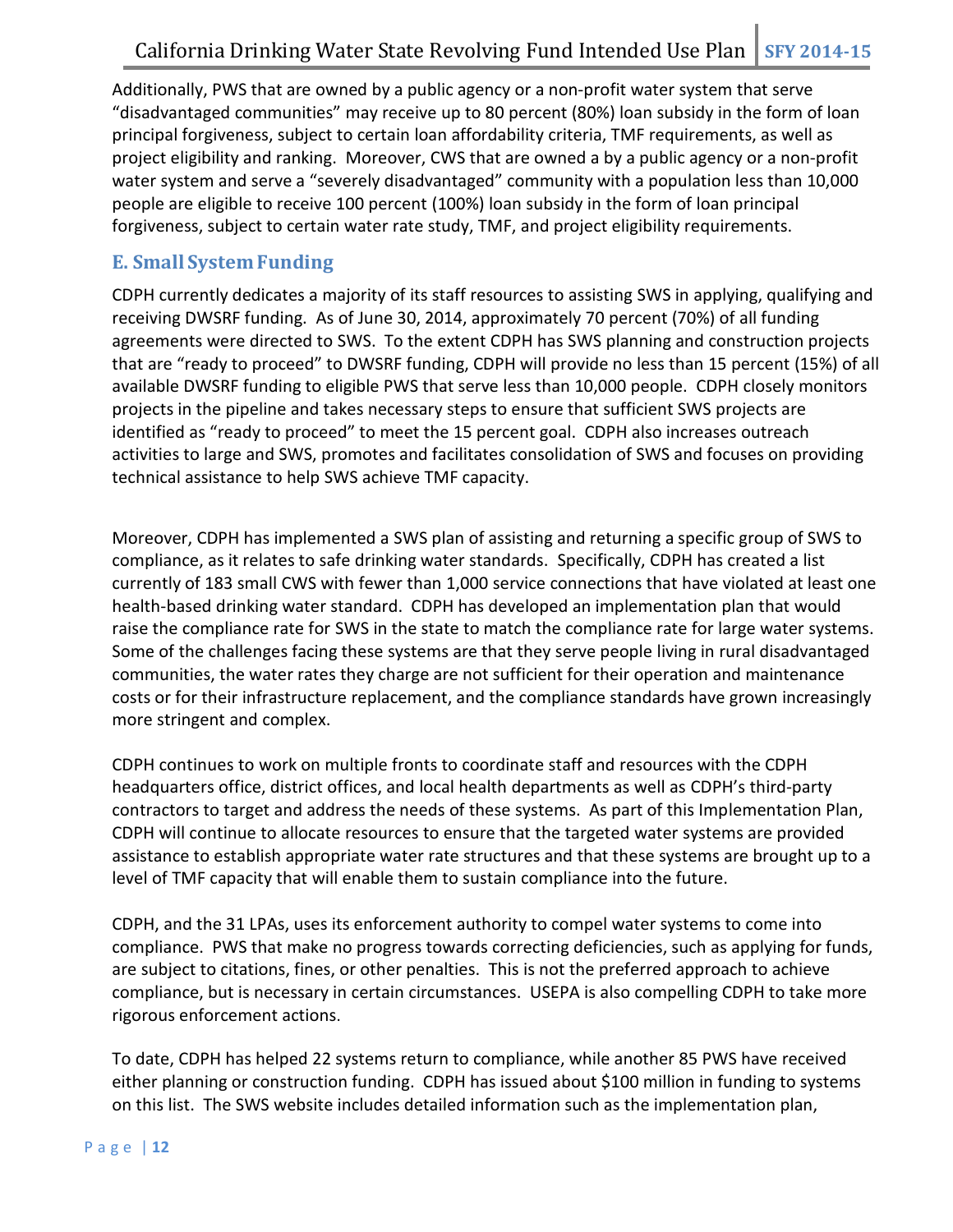Additionally, PWS that are owned by a public agency or a non-profit water system that serve "disadvantaged communities" may receive up to 80 percent (80%) loan subsidy in the form of loan principal forgiveness, subject to certain loan affordability criteria, TMF requirements, as well as project eligibility and ranking. Moreover, CWS that are owned a by a public agency or a non-profit water system and serve a "severely disadvantaged" community with a population less than 10,000 people are eligible to receive 100 percent (100%) loan subsidy in the form of loan principal forgiveness, subject to certain water rate study, TMF, and project eligibility requirements.

## E. Small System Funding

CDPH currently dedicates a majority of its staff resources to assisting SWS in applying, qualifying and receiving DWSRF funding. As of June 30, 2014, approximately 70 percent (70%) of all funding agreements were directed to SWS. To the extent CDPH has SWS planning and construction projects that are "ready to proceed" to DWSRF funding, CDPH will provide no less than 15 percent (15%) of all available DWSRF funding to eligible PWS that serve less than 10,000 people. CDPH closely monitors projects in the pipeline and takes necessary steps to ensure that sufficient SWS projects are identified as "ready to proceed" to meet the 15 percent goal. CDPH also increases outreach activities to large and SWS, promotes and facilitates consolidation of SWS and focuses on providing technical assistance to help SWS achieve TMF capacity.

Moreover, CDPH has implemented a SWS plan of assisting and returning a specific group of SWS to compliance, as it relates to safe drinking water standards. Specifically, CDPH has created a list currently of 183 small CWS with fewer than 1,000 service connections that have violated at least one health-based drinking water standard. CDPH has developed an implementation plan that would raise the compliance rate for SWS in the state to match the compliance rate for large water systems. Some of the challenges facing these systems are that they serve people living in rural disadvantaged communities, the water rates they charge are not sufficient for their operation and maintenance costs or for their infrastructure replacement, and the compliance standards have grown increasingly more stringent and complex.

CDPH continues to work on multiple fronts to coordinate staff and resources with the CDPH headquarters office, district offices, and local health departments as well as CDPH's third-party contractors to target and address the needs of these systems. As part of this Implementation Plan, CDPH will continue to allocate resources to ensure that the targeted water systems are provided assistance to establish appropriate water rate structures and that these systems are brought up to a level of TMF capacity that will enable them to sustain compliance into the future.

CDPH, and the 31 LPAs, uses its enforcement authority to compel water systems to come into compliance. PWS that make no progress towards correcting deficiencies, such as applying for funds, are subject to citations, fines, or other penalties. This is not the preferred approach to achieve compliance, but is necessary in certain circumstances. USEPA is also compelling CDPH to take more rigorous enforcement actions.

To date, CDPH has helped 22 systems return to compliance, while another 85 PWS have received either planning or construction funding. CDPH has issued about $100 million in funding to systems on this list. The SWS website includes detailed information such as the implementation plan,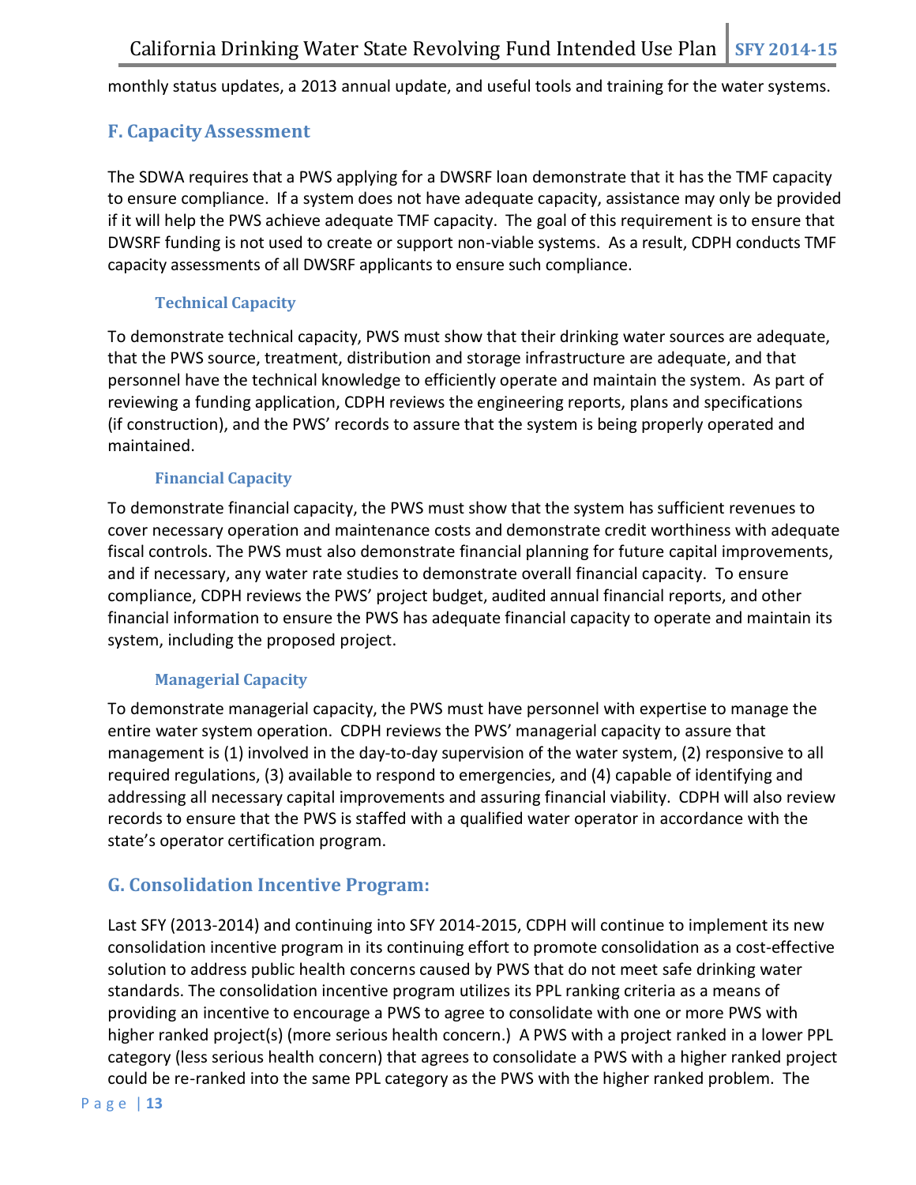monthly status updates, a 2013 annual update, and useful tools and training for the water systems.

## F. Capacity Assessment

The SDWA requires that a PWS applying for a DWSRF loan demonstrate that it has the TMF capacity to ensure compliance. If a system does not have adequate capacity, assistance may only be provided if it will help the PWS achieve adequate TMF capacity. The goal of this requirement is to ensure that DWSRF funding is not used to create or support non-viable systems. As a result, CDPH conducts TMF capacity assessments of all DWSRF applicants to ensure such compliance.

### Technical Capacity

To demonstrate technical capacity, PWS must show that their drinking water sources are adequate, that the PWS source, treatment, distribution and storage infrastructure are adequate, and that personnel have the technical knowledge to efficiently operate and maintain the system. As part of reviewing a funding application, CDPH reviews the engineering reports, plans and specifications (if construction), and the PWS' records to assure that the system is being properly operated and maintained.

### Financial Capacity

To demonstrate financial capacity, the PWS must show that the system has sufficient revenues to cover necessary operation and maintenance costs and demonstrate credit worthiness with adequate fiscal controls. The PWS must also demonstrate financial planning for future capital improvements, and if necessary, any water rate studies to demonstrate overall financial capacity. To ensure compliance, CDPH reviews the PWS' project budget, audited annual financial reports, and other financial information to ensure the PWS has adequate financial capacity to operate and maintain its system, including the proposed project.

### Managerial Capacity

To demonstrate managerial capacity, the PWS must have personnel with expertise to manage the entire water system operation. CDPH reviews the PWS' managerial capacity to assure that management is (1) involved in the day-to-day supervision of the water system, (2) responsive to all required regulations, (3) available to respond to emergencies, and (4) capable of identifying and addressing all necessary capital improvements and assuring financial viability. CDPH will also review records to ensure that the PWS is staffed with a qualified water operator in accordance with the state's operator certification program.

## G. Consolidation Incentive Program:

Last SFY (2013-2014) and continuing into SFY 2014-2015, CDPH will continue to implement its new consolidation incentive program in its continuing effort to promote consolidation as a cost-effective solution to address public health concerns caused by PWS that do not meet safe drinking water standards. The consolidation incentive program utilizes its PPL ranking criteria as a means of providing an incentive to encourage a PWS to agree to consolidate with one or more PWS with higher ranked project(s) (more serious health concern.) A PWS with a project ranked in a lower PPL category (less serious health concern) that agrees to consolidate a PWS with a higher ranked project could be re-ranked into the same PPL category as the PWS with the higher ranked problem. The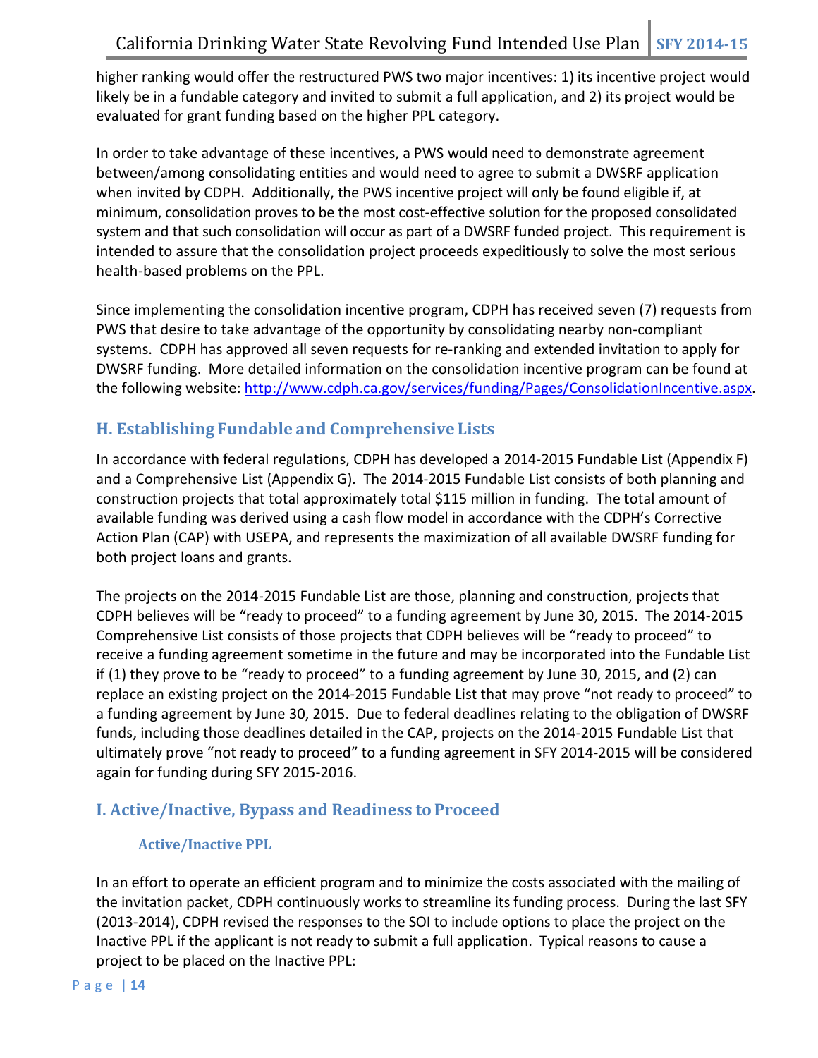higher ranking would offer the restructured PWS two major incentives: 1) its incentive project would likely be in a fundable category and invited to submit a full application, and 2) its project would be evaluated for grant funding based on the higher PPL category.

In order to take advantage of these incentives, a PWS would need to demonstrate agreement between/among consolidating entities and would need to agree to submit a DWSRF application when invited by CDPH. Additionally, the PWS incentive project will only be found eligible if, at minimum, consolidation proves to be the most cost-effective solution for the proposed consolidated system and that such consolidation will occur as part of a DWSRF funded project. This requirement is intended to assure that the consolidation project proceeds expeditiously to solve the most serious health-based problems on the PPL.

Since implementing the consolidation incentive program, CDPH has received seven (7) requests from PWS that desire to take advantage of the opportunity by consolidating nearby non-compliant systems. CDPH has approved all seven requests for re-ranking and extended invitation to apply for DWSRF funding. More detailed information on the consolidation incentive program can be found at the following website: http://www.cdph.ca.gov/services/funding/Pages/ConsolidationIncentive.aspx.

## H. Establishing Fundable and Comprehensive Lists

In accordance with federal regulations, CDPH has developed a 2014-2015 Fundable List (Appendix F) and a Comprehensive List (Appendix G). The 2014-2015 Fundable List consists of both planning and construction projects that total approximately total $115 million in funding. The total amount of available funding was derived using a cash flow model in accordance with the CDPH's Corrective Action Plan (CAP) with USEPA, and represents the maximization of all available DWSRF funding for both project loans and grants.

The projects on the 2014-2015 Fundable List are those, planning and construction, projects that CDPH believes will be "ready to proceed" to a funding agreement by June 30, 2015. The 2014-2015 Comprehensive List consists of those projects that CDPH believes will be "ready to proceed" to receive a funding agreement sometime in the future and may be incorporated into the Fundable List if (1) they prove to be "ready to proceed" to a funding agreement by June 30, 2015, and (2) can replace an existing project on the 2014-2015 Fundable List that may prove "not ready to proceed" to a funding agreement by June 30, 2015. Due to federal deadlines relating to the obligation of DWSRF funds, including those deadlines detailed in the CAP, projects on the 2014-2015 Fundable List that ultimately prove "not ready to proceed" to a funding agreement in SFY 2014-2015 will be considered again for funding during SFY 2015-2016.

## I. Active/Inactive, Bypass and Readiness to Proceed

### Active/Inactive PPL

In an effort to operate an efficient program and to minimize the costs associated with the mailing of the invitation packet, CDPH continuously works to streamline its funding process. During the last SFY (2013-2014), CDPH revised the responses to the SOI to include options to place the project on the Inactive PPL if the applicant is not ready to submit a full application. Typical reasons to cause a project to be placed on the Inactive PPL: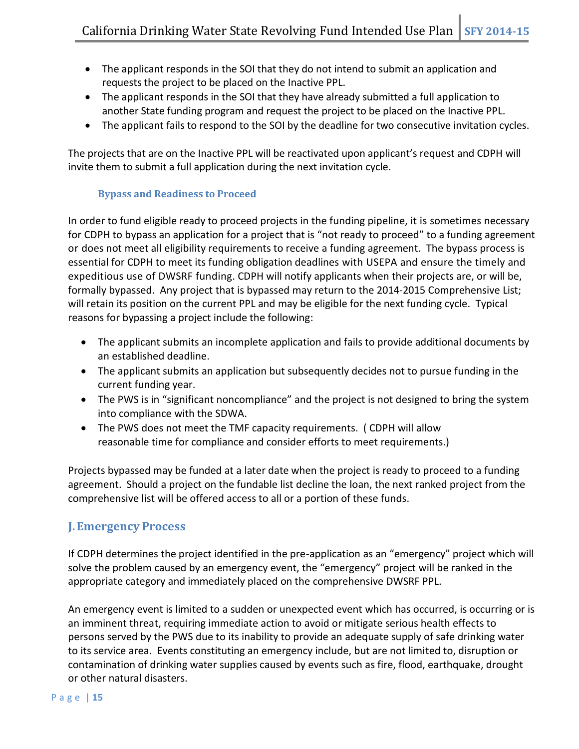- The applicant responds in the SOI that they do not intend to submit an application and requests the project to be placed on the Inactive PPL.
- The applicant responds in the SOI that they have already submitted a full application to another State funding program and request the project to be placed on the Inactive PPL.
- The applicant fails to respond to the SOI by the deadline for two consecutive invitation cycles.

The projects that are on the Inactive PPL will be reactivated upon applicant's request and CDPH will invite them to submit a full application during the next invitation cycle.

### Bypass and Readiness to Proceed

In order to fund eligible ready to proceed projects in the funding pipeline, it is sometimes necessary for CDPH to bypass an application for a project that is "not ready to proceed" to a funding agreement or does not meet all eligibility requirements to receive a funding agreement. The bypass process is essential for CDPH to meet its funding obligation deadlines with USEPA and ensure the timely and expeditious use of DWSRF funding. CDPH will notify applicants when their projects are, or will be, formally bypassed. Any project that is bypassed may return to the 2014-2015 Comprehensive List; will retain its position on the current PPL and may be eligible for the next funding cycle. Typical reasons for bypassing a project include the following:

- The applicant submits an incomplete application and fails to provide additional documents by an established deadline.
- The applicant submits an application but subsequently decides not to pursue funding in the current funding year.
- The PWS is in "significant noncompliance" and the project is not designed to bring the system into compliance with the SDWA.
- The PWS does not meet the TMF capacity requirements. ( CDPH will allow reasonable time for compliance and consider efforts to meet requirements.)

Projects bypassed may be funded at a later date when the project is ready to proceed to a funding agreement. Should a project on the fundable list decline the loan, the next ranked project from the comprehensive list will be offered access to all or a portion of these funds.

## J. Emergency Process

If CDPH determines the project identified in the pre-application as an "emergency" project which will solve the problem caused by an emergency event, the "emergency" project will be ranked in the appropriate category and immediately placed on the comprehensive DWSRF PPL.

An emergency event is limited to a sudden or unexpected event which has occurred, is occurring or is an imminent threat, requiring immediate action to avoid or mitigate serious health effects to persons served by the PWS due to its inability to provide an adequate supply of safe drinking water to its service area. Events constituting an emergency include, but are not limited to, disruption or contamination of drinking water supplies caused by events such as fire, flood, earthquake, drought or other natural disasters.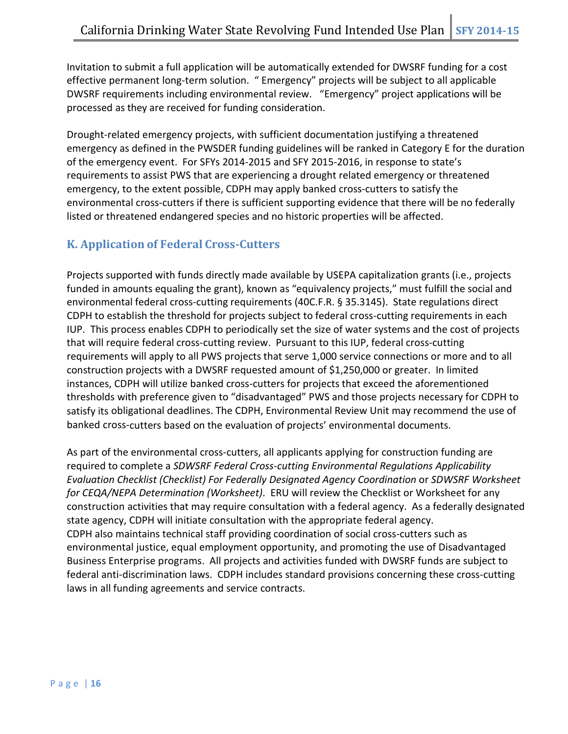Invitation to submit a full application will be automatically extended for DWSRF funding for a cost effective permanent long-term solution. " Emergency" projects will be subject to all applicable DWSRF requirements including environmental review. "Emergency" project applications will be processed as they are received for funding consideration.

Drought-related emergency projects, with sufficient documentation justifying a threatened emergency as defined in the PWSDER funding guidelines will be ranked in Category E for the duration of the emergency event. For SFYs 2014-2015 and SFY 2015-2016, in response to state's requirements to assist PWS that are experiencing a drought related emergency or threatened emergency, to the extent possible, CDPH may apply banked cross-cutters to satisfy the environmental cross-cutters if there is sufficient supporting evidence that there will be no federally listed or threatened endangered species and no historic properties will be affected.

## K. Application of Federal Cross-Cutters

Projects supported with funds directly made available by USEPA capitalization grants (i.e., projects funded in amounts equaling the grant), known as "equivalency projects," must fulfill the social and environmental federal cross-cutting requirements (40C.F.R. § 35.3145). State regulations direct CDPH to establish the threshold for projects subject to federal cross-cutting requirements in each IUP. This process enables CDPH to periodically set the size of water systems and the cost of projects that will require federal cross-cutting review. Pursuant to this IUP, federal cross-cutting requirements will apply to all PWS projects that serve 1,000 service connections or more and to all construction projects with a DWSRF requested amount of $1,250,000 or greater. In limited instances, CDPH will utilize banked cross-cutters for projects that exceed the aforementioned thresholds with preference given to "disadvantaged" PWS and those projects necessary for CDPH to satisfy its obligational deadlines. The CDPH, Environmental Review Unit may recommend the use of banked cross-cutters based on the evaluation of projects' environmental documents.

As part of the environmental cross-cutters, all applicants applying for construction funding are required to complete a *SDWSRF Federal Cross-cutting Environmental Regulations Applicability Evaluation Checklist (Checklist) For Federally Designated Agency Coordination* or *SDWSRF Worksheet for CEQA/NEPA Determination (Worksheet)*. ERU will review the Checklist or Worksheet for any construction activities that may require consultation with a federal agency. As a federally designated state agency, CDPH will initiate consultation with the appropriate federal agency.
CDPH also maintains technical staff providing coordination of social cross-cutters such as environmental justice, equal employment opportunity, and promoting the use of Disadvantaged Business Enterprise programs. All projects and activities funded with DWSRF funds are subject to federal anti-discrimination laws. CDPH includes standard provisions concerning these cross-cutting laws in all funding agreements and service contracts.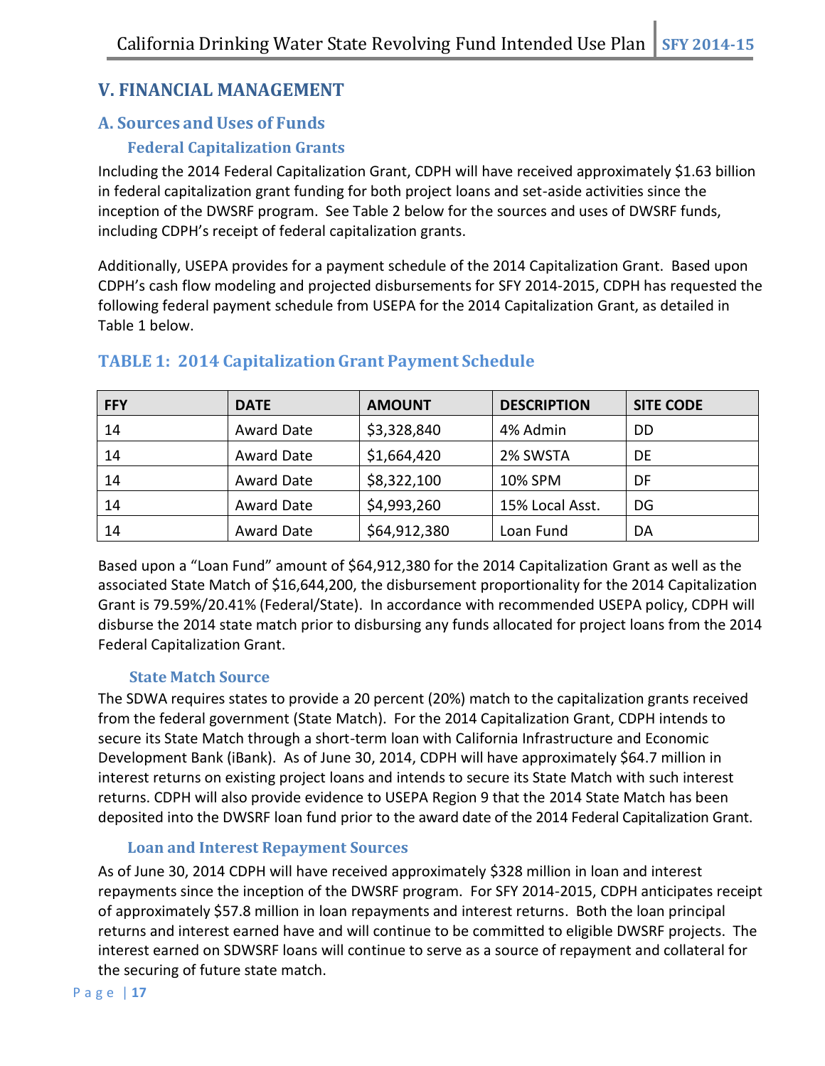# V. FINANCIAL MANAGEMENT

## A. Sources and Uses of Funds

### Federal Capitalization Grants

Including the 2014 Federal Capitalization Grant, CDPH will have received approximately $1.63 billion in federal capitalization grant funding for both project loans and set-aside activities since the inception of the DWSRF program. See Table 2 below for the sources and uses of DWSRF funds, including CDPH's receipt of federal capitalization grants.

Additionally, USEPA provides for a payment schedule of the 2014 Capitalization Grant. Based upon CDPH's cash flow modeling and projected disbursements for SFY 2014-2015, CDPH has requested the following federal payment schedule from USEPA for the 2014 Capitalization Grant, as detailed in Table 1 below.

### TABLE 1: 2014 Capitalization Grant Payment Schedule

| FFY | DATE | AMOUNT | DESCRIPTION | SITE CODE |
|---|---|---|---|---|
| 14 | Award Date | $3,328,840 | 4% Admin | DD |
| 14 | Award Date | $1,664,420 | 2% SWSTA | DE |
| 14 | Award Date | $8,322,100 | 10% SPM | DF |
| 14 | Award Date | $4,993,260 | 15% Local Asst. | DG |
| 14 | Award Date | $64,912,380 | Loan Fund | DA |

Based upon a "Loan Fund" amount of $64,912,380 for the 2014 Capitalization Grant as well as the associated State Match of $16,644,200, the disbursement proportionality for the 2014 Capitalization Grant is 79.59%/20.41% (Federal/State). In accordance with recommended USEPA policy, CDPH will disburse the 2014 state match prior to disbursing any funds allocated for project loans from the 2014 Federal Capitalization Grant.

### State Match Source

The SDWA requires states to provide a 20 percent (20%) match to the capitalization grants received from the federal government (State Match). For the 2014 Capitalization Grant, CDPH intends to secure its State Match through a short-term loan with California Infrastructure and Economic Development Bank (iBank). As of June 30, 2014, CDPH will have approximately $64.7 million in interest returns on existing project loans and intends to secure its State Match with such interest returns. CDPH will also provide evidence to USEPA Region 9 that the 2014 State Match has been deposited into the DWSRF loan fund prior to the award date of the 2014 Federal Capitalization Grant.

### Loan and Interest Repayment Sources

As of June 30, 2014 CDPH will have received approximately $328 million in loan and interest repayments since the inception of the DWSRF program. For SFY 2014-2015, CDPH anticipates receipt of approximately $57.8 million in loan repayments and interest returns. Both the loan principal returns and interest earned have and will continue to be committed to eligible DWSRF projects. The interest earned on SDWSRF loans will continue to serve as a source of repayment and collateral for the securing of future state match.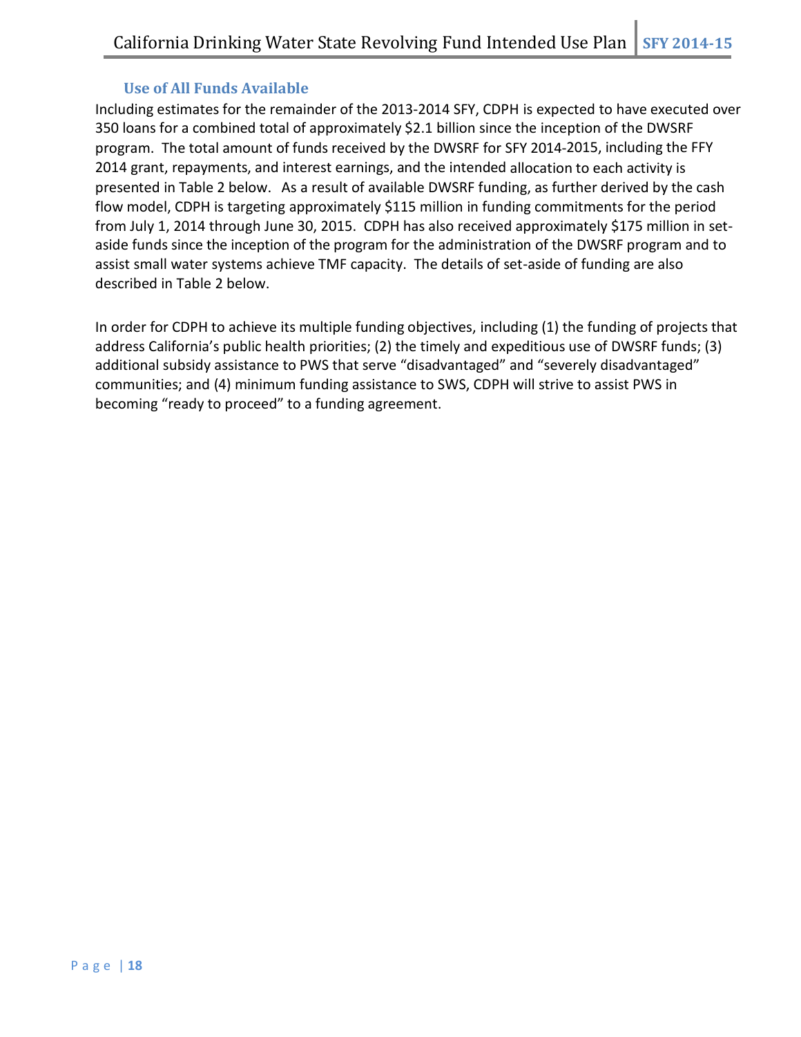### Use of All Funds Available

Including estimates for the remainder of the 2013-2014 SFY, CDPH is expected to have executed over 350 loans for a combined total of approximately $2.1 billion since the inception of the DWSRF program. The total amount of funds received by the DWSRF for SFY 2014-2015, including the FFY 2014 grant, repayments, and interest earnings, and the intended allocation to each activity is presented in Table 2 below. As a result of available DWSRF funding, as further derived by the cash flow model, CDPH is targeting approximately $115 million in funding commitments for the period from July 1, 2014 through June 30, 2015. CDPH has also received approximately $175 million in set-aside funds since the inception of the program for the administration of the DWSRF program and to assist small water systems achieve TMF capacity. The details of set-aside of funding are also described in Table 2 below.

In order for CDPH to achieve its multiple funding objectives, including (1) the funding of projects that address California's public health priorities; (2) the timely and expeditious use of DWSRF funds; (3) additional subsidy assistance to PWS that serve "disadvantaged" and "severely disadvantaged" communities; and (4) minimum funding assistance to SWS, CDPH will strive to assist PWS in becoming "ready to proceed" to a funding agreement.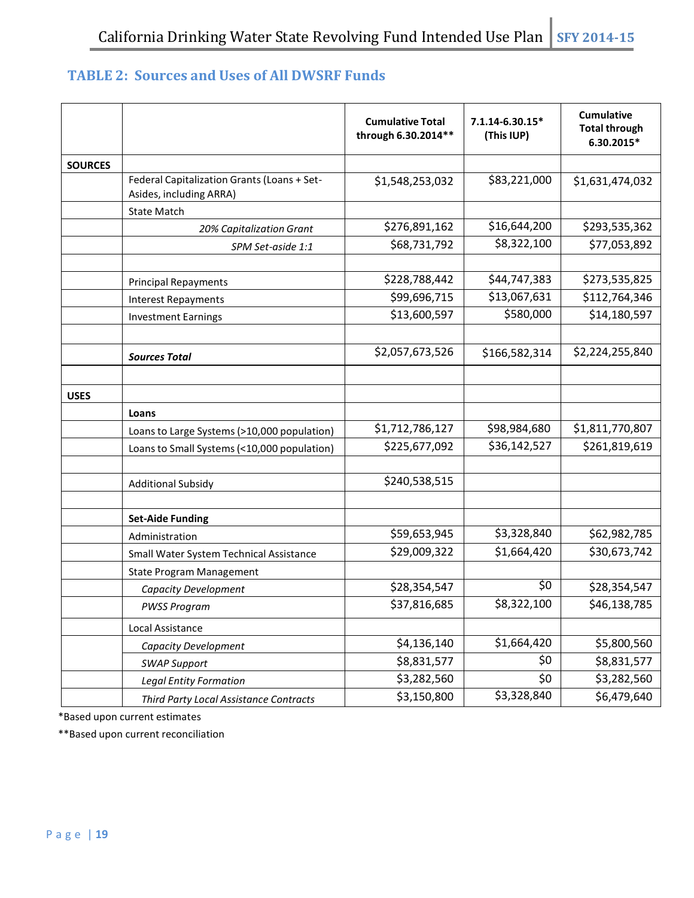## TABLE 2: Sources and Uses of All DWSRF Funds

| | | Cumulative Total through 6.30.2014** | 7.1.14-6.30.15* (This IUP) | Cumulative Total through 6.30.2015* |
|---|---|---|---|---|
| **SOURCES** | | | | |
| | Federal Capitalization Grants (Loans + Set-Asides, including ARRA) | $1,548,253,032 | $83,221,000 | $1,631,474,032 |
| | State Match | | | |
| | *20% Capitalization Grant* | $276,891,162 | $16,644,200 | $293,535,362 |
| | *SPM Set-aside 1:1* | $68,731,792 | $8,322,100 | $77,053,892 |
| | | | | |
| | Principal Repayments | $228,788,442 | $44,747,383 | $273,535,825 |
| | Interest Repayments | $99,696,715 | $13,067,631 | $112,764,346 |
| | Investment Earnings | $13,600,597 | $580,000 | $14,180,597 |
| | | | | |
| | ***Sources Total*** | $2,057,673,526 | $166,582,314 | $2,224,255,840 |
| | | | | |
| **USES** | | | | |
| | **Loans** | | | |
| | Loans to Large Systems (>10,000 population) | $1,712,786,127 | $98,984,680 | $1,811,770,807 |
| | Loans to Small Systems (<10,000 population) | $225,677,092 | $36,142,527 | $261,819,619 |
| | | | | |
| | Additional Subsidy | $240,538,515 | | |
| | | | | |
| | **Set-Aide Funding** | | | |
| | Administration | $59,653,945 | $3,328,840 | $62,982,785 |
| | Small Water System Technical Assistance | $29,009,322 | $1,664,420 | $30,673,742 |
| | State Program Management | | | |
| | *Capacity Development* | $28,354,547 | $0 | $28,354,547 |
| | *PWSS Program* | $37,816,685 | $8,322,100 | $46,138,785 |
| | Local Assistance | | | |
| | *Capacity Development* | $4,136,140 | $1,664,420 | $5,800,560 |
| | *SWAP Support* | $8,831,577 | $0 | $8,831,577 |
| | *Legal Entity Formation* | $3,282,560 | $0 | $3,282,560 |
| | *Third Party Local Assistance Contracts* | $3,150,800 | $3,328,840 | $6,479,640 |

*Based upon current estimates

**Based upon current reconciliation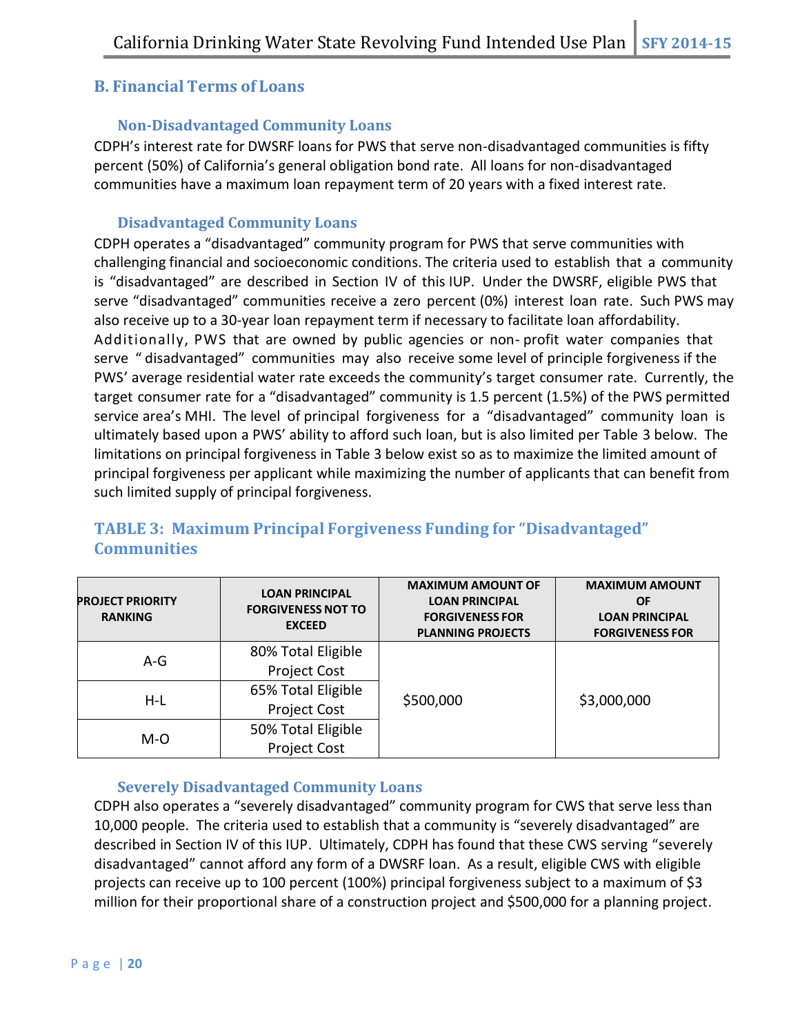## B. Financial Terms of Loans

### Non-Disadvantaged Community Loans

CDPH's interest rate for DWSRF loans for PWS that serve non-disadvantaged communities is fifty percent (50%) of California's general obligation bond rate. All loans for non-disadvantaged communities have a maximum loan repayment term of 20 years with a fixed interest rate.

### Disadvantaged Community Loans

CDPH operates a "disadvantaged" community program for PWS that serve communities with challenging financial and socioeconomic conditions. The criteria used to establish that a community is "disadvantaged" are described in Section IV of this IUP. Under the DWSRF, eligible PWS that serve "disadvantaged" communities receive a zero percent (0%) interest loan rate. Such PWS may also receive up to a 30-year loan repayment term if necessary to facilitate loan affordability. Additionally, PWS that are owned by public agencies or non- profit water companies that serve " disadvantaged" communities may also receive some level of principle forgiveness if the PWS' average residential water rate exceeds the community's target consumer rate. Currently, the target consumer rate for a "disadvantaged" community is 1.5 percent (1.5%) of the PWS permitted service area's MHI. The level of principal forgiveness for a "disadvantaged" community loan is ultimately based upon a PWS' ability to afford such loan, but is also limited per Table 3 below. The limitations on principal forgiveness in Table 3 below exist so as to maximize the limited amount of principal forgiveness per applicant while maximizing the number of applicants that can benefit from such limited supply of principal forgiveness.

## TABLE 3: Maximum Principal Forgiveness Funding for "Disadvantaged" Communities

| PROJECT PRIORITY RANKING | LOAN PRINCIPAL FORGIVENESS NOT TO EXCEED | MAXIMUM AMOUNT OF LOAN PRINCIPAL FORGIVENESS FOR PLANNING PROJECTS | MAXIMUM AMOUNT OF LOAN PRINCIPAL FORGIVENESS FOR |
|---|---|---|---|
| A-G | 80% Total Eligible Project Cost | $500,000 | $3,000,000 |
| H-L | 65% Total Eligible Project Cost | | |
| M-O | 50% Total Eligible Project Cost | | |

### Severely Disadvantaged Community Loans

CDPH also operates a "severely disadvantaged" community program for CWS that serve less than 10,000 people. The criteria used to establish that a community is "severely disadvantaged" are described in Section IV of this IUP. Ultimately, CDPH has found that these CWS serving "severely disadvantaged" cannot afford any form of a DWSRF loan. As a result, eligible CWS with eligible projects can receive up to 100 percent (100%) principal forgiveness subject to a maximum of $3 million for their proportional share of a construction project and $500,000 for a planning project.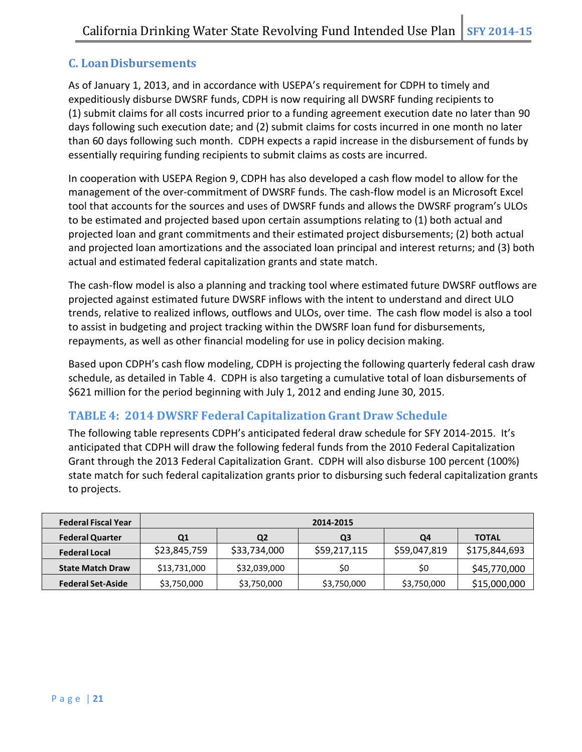## C. Loan Disbursements

As of January 1, 2013, and in accordance with USEPA's requirement for CDPH to timely and expeditiously disburse DWSRF funds, CDPH is now requiring all DWSRF funding recipients to (1) submit claims for all costs incurred prior to a funding agreement execution date no later than 90 days following such execution date; and (2) submit claims for costs incurred in one month no later than 60 days following such month. CDPH expects a rapid increase in the disbursement of funds by essentially requiring funding recipients to submit claims as costs are incurred.

In cooperation with USEPA Region 9, CDPH has also developed a cash flow model to allow for the management of the over-commitment of DWSRF funds. The cash-flow model is an Microsoft Excel tool that accounts for the sources and uses of DWSRF funds and allows the DWSRF program's ULOs to be estimated and projected based upon certain assumptions relating to (1) both actual and projected loan and grant commitments and their estimated project disbursements; (2) both actual and projected loan amortizations and the associated loan principal and interest returns; and (3) both actual and estimated federal capitalization grants and state match.

The cash-flow model is also a planning and tracking tool where estimated future DWSRF outflows are projected against estimated future DWSRF inflows with the intent to understand and direct ULO trends, relative to realized inflows, outflows and ULOs, over time. The cash flow model is also a tool to assist in budgeting and project tracking within the DWSRF loan fund for disbursements, repayments, as well as other financial modeling for use in policy decision making.

Based upon CDPH's cash flow modeling, CDPH is projecting the following quarterly federal cash draw schedule, as detailed in Table 4. CDPH is also targeting a cumulative total of loan disbursements of $621 million for the period beginning with July 1, 2012 and ending June 30, 2015.

### TABLE 4: 2014 DWSRF Federal Capitalization Grant Draw Schedule

The following table represents CDPH's anticipated federal draw schedule for SFY 2014-2015. It's anticipated that CDPH will draw the following federal funds from the 2010 Federal Capitalization Grant through the 2013 Federal Capitalization Grant. CDPH will also disburse 100 percent (100%) state match for such federal capitalization grants prior to disbursing such federal capitalization grants to projects.

| Federal Fiscal Year | 2014-2015 | | | | |
|---|---|---|---|---|---|
| **Federal Quarter** | **Q1** | **Q2** | **Q3** | **Q4** | **TOTAL** |
| **Federal Local** | $23,845,759 | $33,734,000 | $59,217,115 | $59,047,819 | $175,844,693 |
| **State Match Draw** | $13,731,000 | $32,039,000 | $0 | $0 | $45,770,000 |
| **Federal Set-Aside** | $3,750,000 | $3,750,000 | $3,750,000 | $3,750,000 | $15,000,000 |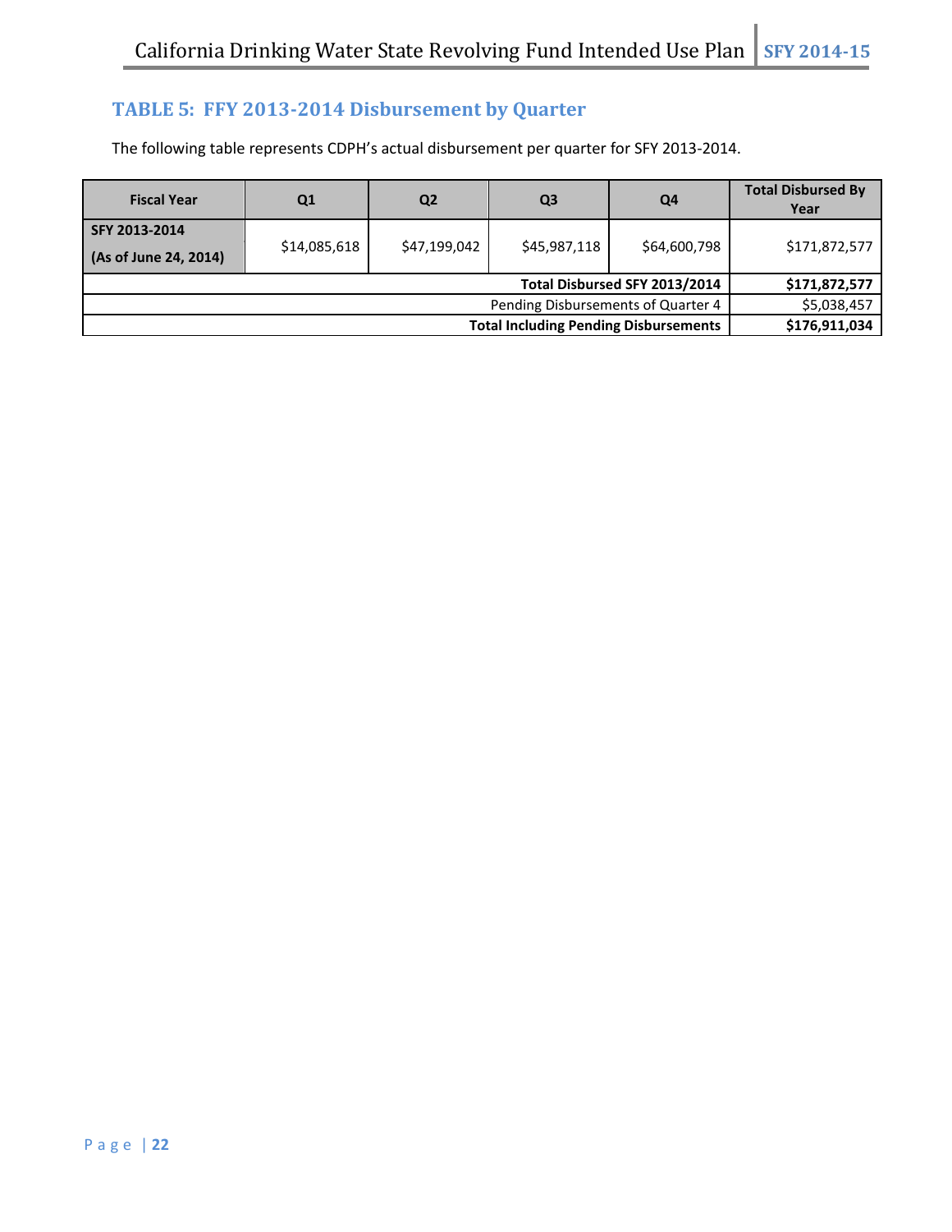## TABLE 5: FFY 2013-2014 Disbursement by Quarter

The following table represents CDPH's actual disbursement per quarter for SFY 2013-2014.

| Fiscal Year | Q1 | Q2 | Q3 | Q4 | Total Disbursed By Year |
|---|---|---|---|---|---|
| **SFY 2013-2014** **(As of June 24, 2014)** | $14,085,618 | $47,199,042 | $45,987,118 | $64,600,798 | $171,872,577 |
| | | | | **Total Disbursed SFY 2013/2014** | **$171,872,577** |
| | | | | Pending Disbursements of Quarter 4 | $5,038,457 |
| | | | | **Total Including Pending Disbursements** | **$176,911,034** |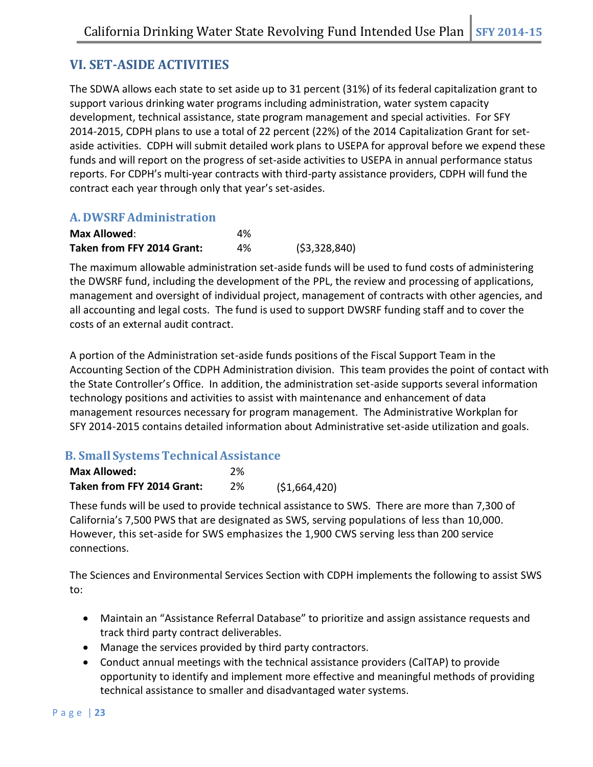## VI. SET-ASIDE ACTIVITIES

The SDWA allows each state to set aside up to 31 percent (31%) of its federal capitalization grant to support various drinking water programs including administration, water system capacity development, technical assistance, state program management and special activities. For SFY 2014-2015, CDPH plans to use a total of 22 percent (22%) of the 2014 Capitalization Grant for set-aside activities. CDPH will submit detailed work plans to USEPA for approval before we expend these funds and will report on the progress of set-aside activities to USEPA in annual performance status reports. For CDPH's multi-year contracts with third-party assistance providers, CDPH will fund the contract each year through only that year's set-asides.

### A. DWSRF Administration

| | | |
|---|---|---|
| **Max Allowed**: | 4% | |
| **Taken from FFY 2014 Grant:** | 4% | ($3,328,840) |

The maximum allowable administration set-aside funds will be used to fund costs of administering the DWSRF fund, including the development of the PPL, the review and processing of applications, management and oversight of individual project, management of contracts with other agencies, and all accounting and legal costs. The fund is used to support DWSRF funding staff and to cover the costs of an external audit contract.

A portion of the Administration set-aside funds positions of the Fiscal Support Team in the Accounting Section of the CDPH Administration division. This team provides the point of contact with the State Controller's Office. In addition, the administration set-aside supports several information technology positions and activities to assist with maintenance and enhancement of data management resources necessary for program management. The Administrative Workplan for SFY 2014-2015 contains detailed information about Administrative set-aside utilization and goals.

### B. Small Systems Technical Assistance

| | | |
|---|---|---|
| **Max Allowed:** | 2% | |
| **Taken from FFY 2014 Grant:** | 2% | ($1,664,420) |

These funds will be used to provide technical assistance to SWS. There are more than 7,300 of California's 7,500 PWS that are designated as SWS, serving populations of less than 10,000. However, this set-aside for SWS emphasizes the 1,900 CWS serving less than 200 service connections.

The Sciences and Environmental Services Section with CDPH implements the following to assist SWS to:

- Maintain an "Assistance Referral Database" to prioritize and assign assistance requests and track third party contract deliverables.
- Manage the services provided by third party contractors.
- Conduct annual meetings with the technical assistance providers (CalTAP) to provide opportunity to identify and implement more effective and meaningful methods of providing technical assistance to smaller and disadvantaged water systems.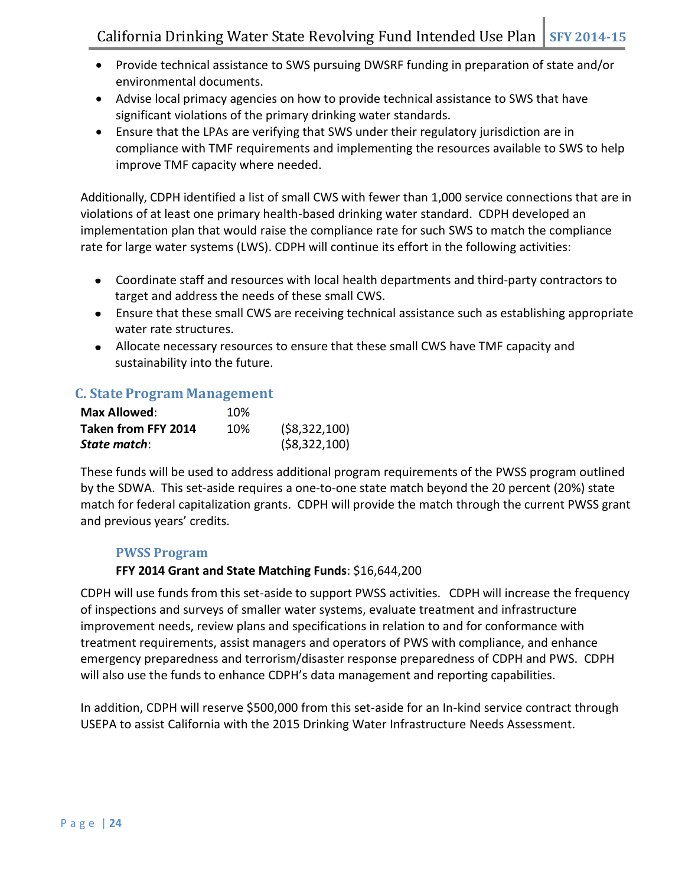- Provide technical assistance to SWS pursuing DWSRF funding in preparation of state and/or environmental documents.
- Advise local primacy agencies on how to provide technical assistance to SWS that have significant violations of the primary drinking water standards.
- Ensure that the LPAs are verifying that SWS under their regulatory jurisdiction are in compliance with TMF requirements and implementing the resources available to SWS to help improve TMF capacity where needed.

Additionally, CDPH identified a list of small CWS with fewer than 1,000 service connections that are in violations of at least one primary health-based drinking water standard. CDPH developed an implementation plan that would raise the compliance rate for such SWS to match the compliance rate for large water systems (LWS). CDPH will continue its effort in the following activities:

- Coordinate staff and resources with local health departments and third-party contractors to target and address the needs of these small CWS.
- Ensure that these small CWS are receiving technical assistance such as establishing appropriate water rate structures.
- Allocate necessary resources to ensure that these small CWS have TMF capacity and sustainability into the future.

## C. State Program Management

| | | |
|---|---|---|
| **Max Allowed**: | 10% | |
| **Taken from FFY 2014** | 10% | ($8,322,100) |
| ***State match***: | | ($8,322,100) |

These funds will be used to address additional program requirements of the PWSS program outlined by the SDWA. This set-aside requires a one-to-one state match beyond the 20 percent (20%) state match for federal capitalization grants. CDPH will provide the match through the current PWSS grant and previous years' credits.

### PWSS Program

**FFY 2014 Grant and State Matching Funds**: $16,644,200

CDPH will use funds from this set-aside to support PWSS activities. CDPH will increase the frequency of inspections and surveys of smaller water systems, evaluate treatment and infrastructure improvement needs, review plans and specifications in relation to and for conformance with treatment requirements, assist managers and operators of PWS with compliance, and enhance emergency preparedness and terrorism/disaster response preparedness of CDPH and PWS. CDPH will also use the funds to enhance CDPH's data management and reporting capabilities.

In addition, CDPH will reserve $500,000 from this set-aside for an In-kind service contract through USEPA to assist California with the 2015 Drinking Water Infrastructure Needs Assessment.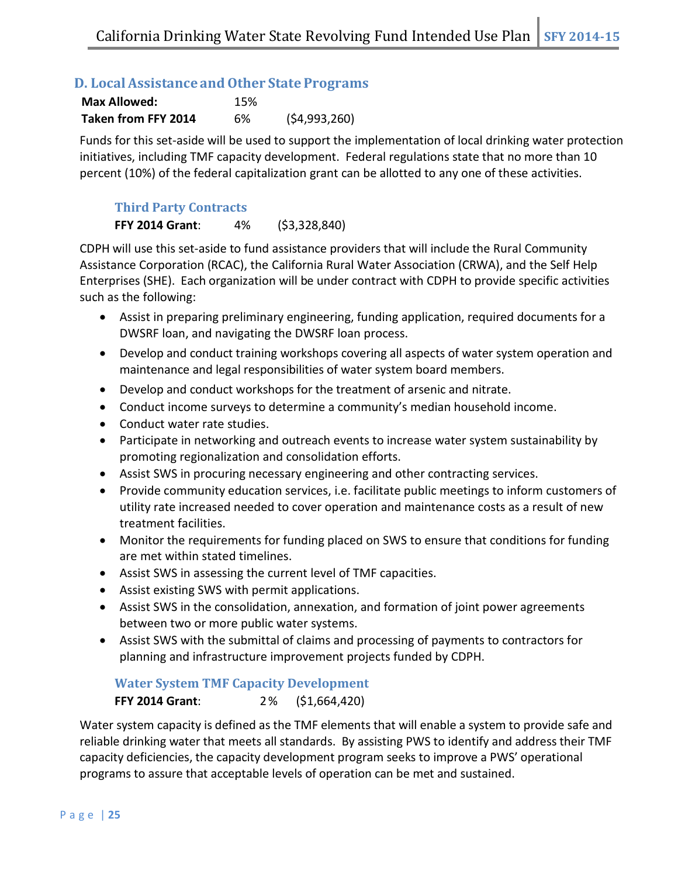## D. Local Assistance and Other State Programs

| | | |
|---|---|---|
| **Max Allowed:** | 15% | |
| **Taken from FFY 2014** | 6% | ($4,993,260) |

Funds for this set-aside will be used to support the implementation of local drinking water protection initiatives, including TMF capacity development. Federal regulations state that no more than 10 percent (10%) of the federal capitalization grant can be allotted to any one of these activities.

### Third Party Contracts

**FFY 2014 Grant**: 4% ($3,328,840)

CDPH will use this set-aside to fund assistance providers that will include the Rural Community Assistance Corporation (RCAC), the California Rural Water Association (CRWA), and the Self Help Enterprises (SHE). Each organization will be under contract with CDPH to provide specific activities such as the following:

- Assist in preparing preliminary engineering, funding application, required documents for a DWSRF loan, and navigating the DWSRF loan process.
- Develop and conduct training workshops covering all aspects of water system operation and maintenance and legal responsibilities of water system board members.
- Develop and conduct workshops for the treatment of arsenic and nitrate.
- Conduct income surveys to determine a community's median household income.
- Conduct water rate studies.
- Participate in networking and outreach events to increase water system sustainability by promoting regionalization and consolidation efforts.
- Assist SWS in procuring necessary engineering and other contracting services.
- Provide community education services, i.e. facilitate public meetings to inform customers of utility rate increased needed to cover operation and maintenance costs as a result of new treatment facilities.
- Monitor the requirements for funding placed on SWS to ensure that conditions for funding are met within stated timelines.
- Assist SWS in assessing the current level of TMF capacities.
- Assist existing SWS with permit applications.
- Assist SWS in the consolidation, annexation, and formation of joint power agreements between two or more public water systems.
- Assist SWS with the submittal of claims and processing of payments to contractors for planning and infrastructure improvement projects funded by CDPH.

### Water System TMF Capacity Development

**FFY 2014 Grant**: 2% ($1,664,420)

Water system capacity is defined as the TMF elements that will enable a system to provide safe and reliable drinking water that meets all standards. By assisting PWS to identify and address their TMF capacity deficiencies, the capacity development program seeks to improve a PWS' operational programs to assure that acceptable levels of operation can be met and sustained.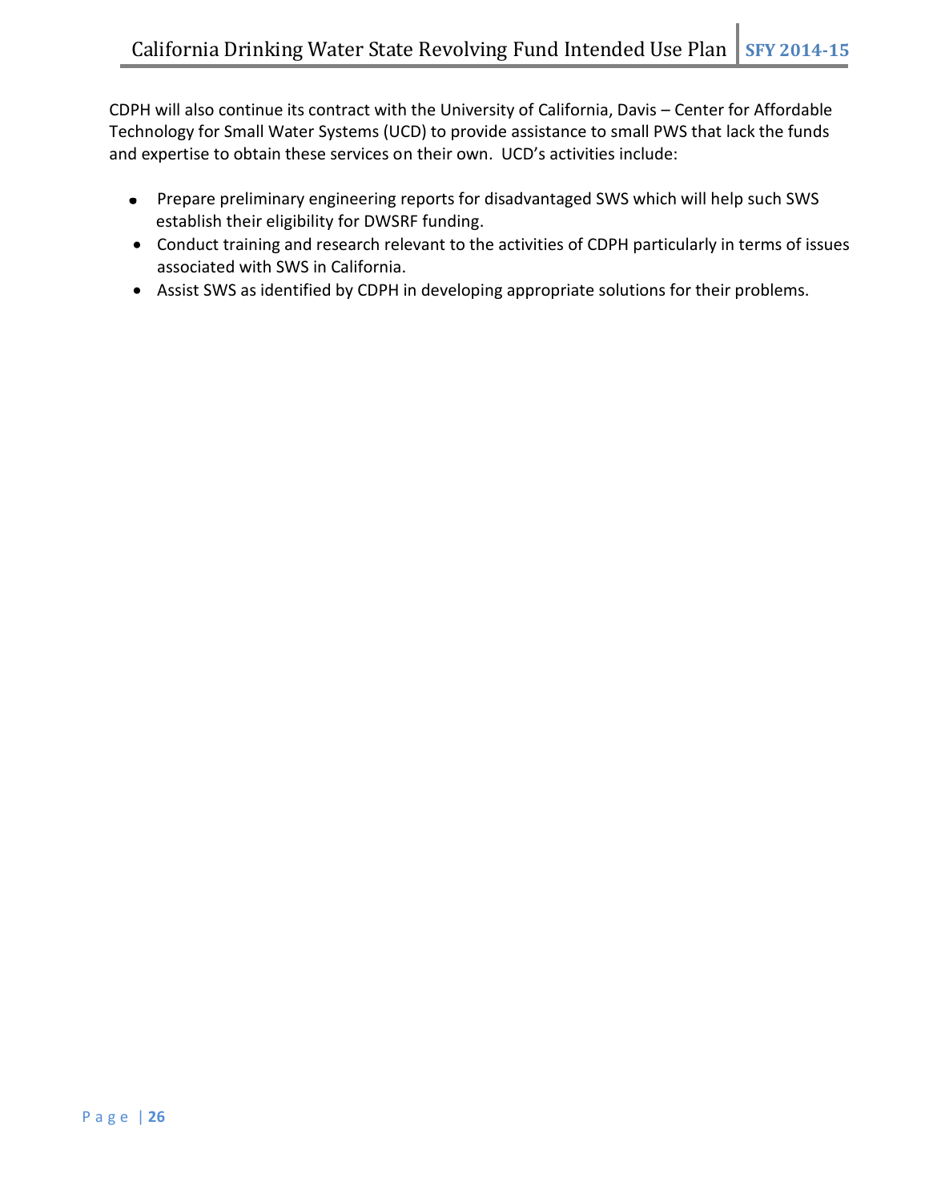CDPH will also continue its contract with the University of California, Davis – Center for Affordable Technology for Small Water Systems (UCD) to provide assistance to small PWS that lack the funds and expertise to obtain these services on their own. UCD's activities include:

- Prepare preliminary engineering reports for disadvantaged SWS which will help such SWS establish their eligibility for DWSRF funding.
- Conduct training and research relevant to the activities of CDPH particularly in terms of issues associated with SWS in California.
- Assist SWS as identified by CDPH in developing appropriate solutions for their problems.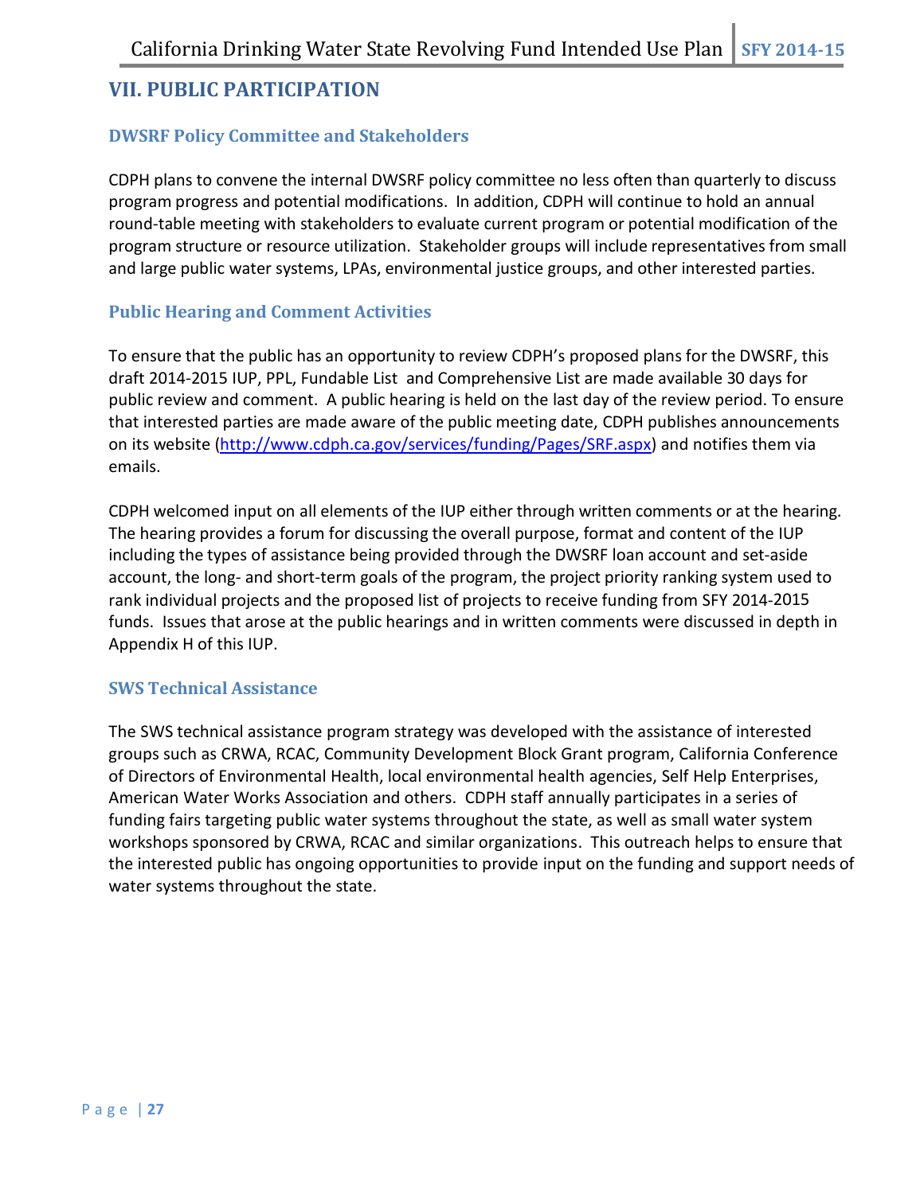## VII. PUBLIC PARTICIPATION

### DWSRF Policy Committee and Stakeholders

CDPH plans to convene the internal DWSRF policy committee no less often than quarterly to discuss program progress and potential modifications. In addition, CDPH will continue to hold an annual round-table meeting with stakeholders to evaluate current program or potential modification of the program structure or resource utilization. Stakeholder groups will include representatives from small and large public water systems, LPAs, environmental justice groups, and other interested parties.

### Public Hearing and Comment Activities

To ensure that the public has an opportunity to review CDPH's proposed plans for the DWSRF, this draft 2014-2015 IUP, PPL, Fundable List and Comprehensive List are made available 30 days for public review and comment. A public hearing is held on the last day of the review period. To ensure that interested parties are made aware of the public meeting date, CDPH publishes announcements on its website (http://www.cdph.ca.gov/services/funding/Pages/SRF.aspx) and notifies them via emails.

CDPH welcomed input on all elements of the IUP either through written comments or at the hearing. The hearing provides a forum for discussing the overall purpose, format and content of the IUP including the types of assistance being provided through the DWSRF loan account and set-aside account, the long- and short-term goals of the program, the project priority ranking system used to rank individual projects and the proposed list of projects to receive funding from SFY 2014-2015 funds. Issues that arose at the public hearings and in written comments were discussed in depth in Appendix H of this IUP.

### SWS Technical Assistance

The SWS technical assistance program strategy was developed with the assistance of interested groups such as CRWA, RCAC, Community Development Block Grant program, California Conference of Directors of Environmental Health, local environmental health agencies, Self Help Enterprises, American Water Works Association and others. CDPH staff annually participates in a series of funding fairs targeting public water systems throughout the state, as well as small water system workshops sponsored by CRWA, RCAC and similar organizations. This outreach helps to ensure that the interested public has ongoing opportunities to provide input on the funding and support needs of water systems throughout the state.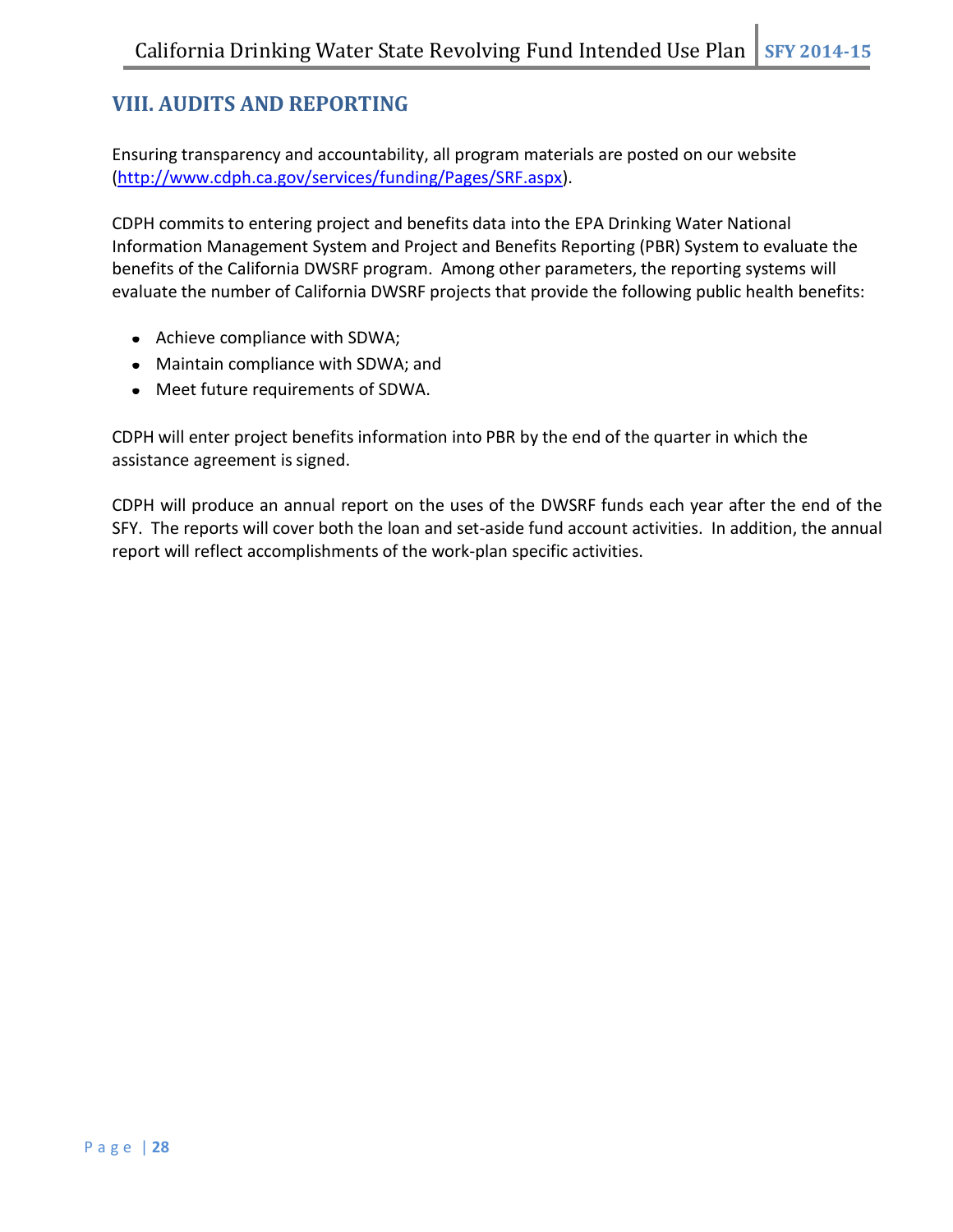## VIII. AUDITS AND REPORTING

Ensuring transparency and accountability, all program materials are posted on our website (http://www.cdph.ca.gov/services/funding/Pages/SRF.aspx).

CDPH commits to entering project and benefits data into the EPA Drinking Water National Information Management System and Project and Benefits Reporting (PBR) System to evaluate the benefits of the California DWSRF program. Among other parameters, the reporting systems will evaluate the number of California DWSRF projects that provide the following public health benefits:

- Achieve compliance with SDWA;
- Maintain compliance with SDWA; and
- Meet future requirements of SDWA.

CDPH will enter project benefits information into PBR by the end of the quarter in which the assistance agreement is signed.

CDPH will produce an annual report on the uses of the DWSRF funds each year after the end of the SFY. The reports will cover both the loan and set-aside fund account activities. In addition, the annual report will reflect accomplishments of the work-plan specific activities.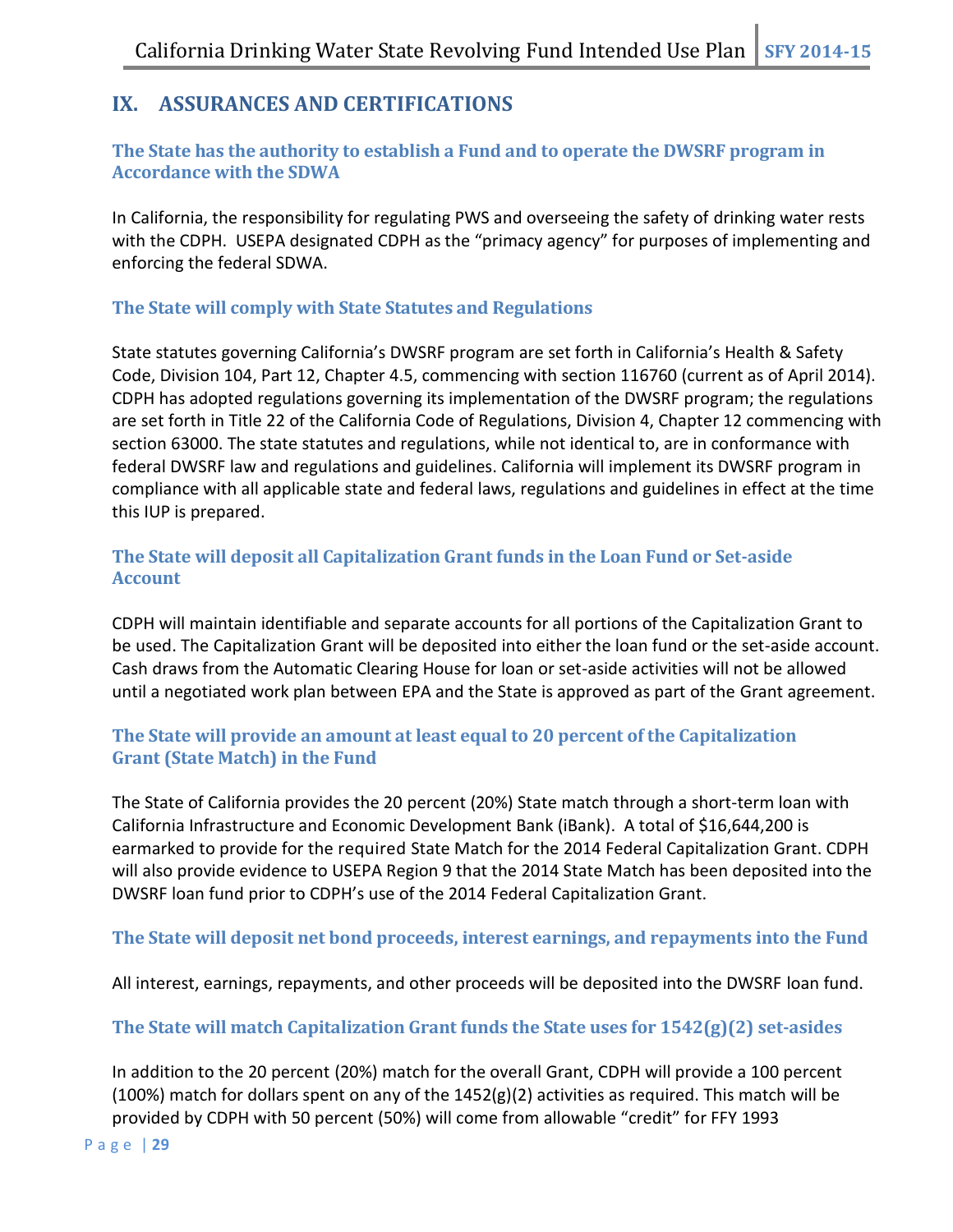# IX. ASSURANCES AND CERTIFICATIONS

### The State has the authority to establish a Fund and to operate the DWSRF program in Accordance with the SDWA

In California, the responsibility for regulating PWS and overseeing the safety of drinking water rests with the CDPH. USEPA designated CDPH as the "primacy agency" for purposes of implementing and enforcing the federal SDWA.

### The State will comply with State Statutes and Regulations

State statutes governing California's DWSRF program are set forth in California's Health & Safety Code, Division 104, Part 12, Chapter 4.5, commencing with section 116760 (current as of April 2014). CDPH has adopted regulations governing its implementation of the DWSRF program; the regulations are set forth in Title 22 of the California Code of Regulations, Division 4, Chapter 12 commencing with section 63000. The state statutes and regulations, while not identical to, are in conformance with federal DWSRF law and regulations and guidelines. California will implement its DWSRF program in compliance with all applicable state and federal laws, regulations and guidelines in effect at the time this IUP is prepared.

### The State will deposit all Capitalization Grant funds in the Loan Fund or Set-aside Account

CDPH will maintain identifiable and separate accounts for all portions of the Capitalization Grant to be used. The Capitalization Grant will be deposited into either the loan fund or the set-aside account. Cash draws from the Automatic Clearing House for loan or set-aside activities will not be allowed until a negotiated work plan between EPA and the State is approved as part of the Grant agreement.

### The State will provide an amount at least equal to 20 percent of the Capitalization Grant (State Match) in the Fund

The State of California provides the 20 percent (20%) State match through a short-term loan with California Infrastructure and Economic Development Bank (iBank). A total of $16,644,200 is earmarked to provide for the required State Match for the 2014 Federal Capitalization Grant. CDPH will also provide evidence to USEPA Region 9 that the 2014 State Match has been deposited into the DWSRF loan fund prior to CDPH's use of the 2014 Federal Capitalization Grant.

### The State will deposit net bond proceeds, interest earnings, and repayments into the Fund

All interest, earnings, repayments, and other proceeds will be deposited into the DWSRF loan fund.

### The State will match Capitalization Grant funds the State uses for 1542(g)(2) set-asides

In addition to the 20 percent (20%) match for the overall Grant, CDPH will provide a 100 percent (100%) match for dollars spent on any of the 1452(g)(2) activities as required. This match will be provided by CDPH with 50 percent (50%) will come from allowable "credit" for FFY 1993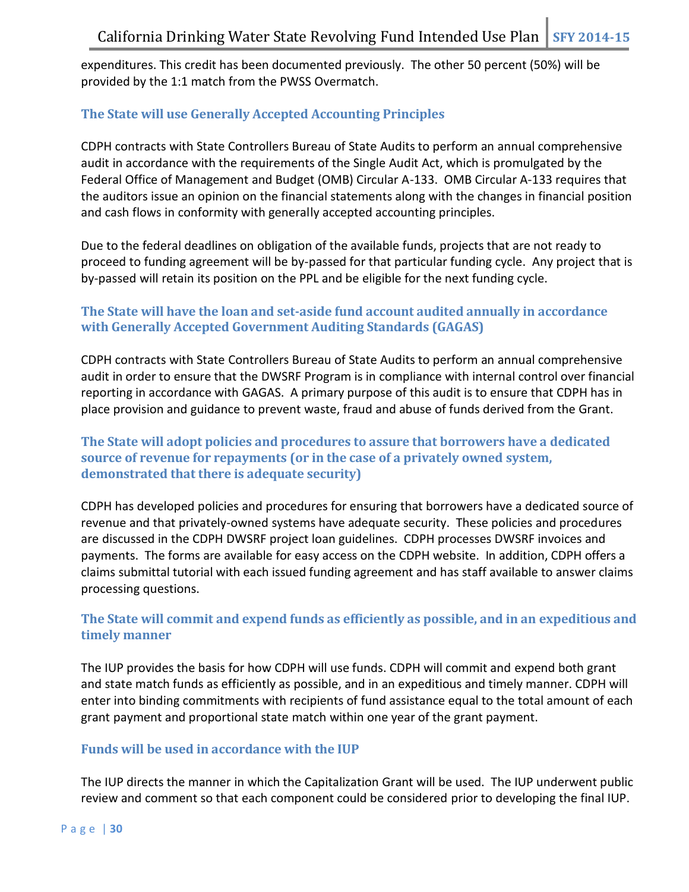expenditures. This credit has been documented previously. The other 50 percent (50%) will be provided by the 1:1 match from the PWSS Overmatch.

### The State will use Generally Accepted Accounting Principles

CDPH contracts with State Controllers Bureau of State Audits to perform an annual comprehensive audit in accordance with the requirements of the Single Audit Act, which is promulgated by the Federal Office of Management and Budget (OMB) Circular A-133. OMB Circular A-133 requires that the auditors issue an opinion on the financial statements along with the changes in financial position and cash flows in conformity with generally accepted accounting principles.

Due to the federal deadlines on obligation of the available funds, projects that are not ready to proceed to funding agreement will be by-passed for that particular funding cycle. Any project that is by-passed will retain its position on the PPL and be eligible for the next funding cycle.

### The State will have the loan and set-aside fund account audited annually in accordance with Generally Accepted Government Auditing Standards (GAGAS)

CDPH contracts with State Controllers Bureau of State Audits to perform an annual comprehensive audit in order to ensure that the DWSRF Program is in compliance with internal control over financial reporting in accordance with GAGAS. A primary purpose of this audit is to ensure that CDPH has in place provision and guidance to prevent waste, fraud and abuse of funds derived from the Grant.

### The State will adopt policies and procedures to assure that borrowers have a dedicated source of revenue for repayments (or in the case of a privately owned system, demonstrated that there is adequate security)

CDPH has developed policies and procedures for ensuring that borrowers have a dedicated source of revenue and that privately-owned systems have adequate security. These policies and procedures are discussed in the CDPH DWSRF project loan guidelines. CDPH processes DWSRF invoices and payments. The forms are available for easy access on the CDPH website. In addition, CDPH offers a claims submittal tutorial with each issued funding agreement and has staff available to answer claims processing questions.

### The State will commit and expend funds as efficiently as possible, and in an expeditious and timely manner

The IUP provides the basis for how CDPH will use funds. CDPH will commit and expend both grant and state match funds as efficiently as possible, and in an expeditious and timely manner. CDPH will enter into binding commitments with recipients of fund assistance equal to the total amount of each grant payment and proportional state match within one year of the grant payment.

### Funds will be used in accordance with the IUP

The IUP directs the manner in which the Capitalization Grant will be used. The IUP underwent public review and comment so that each component could be considered prior to developing the final IUP.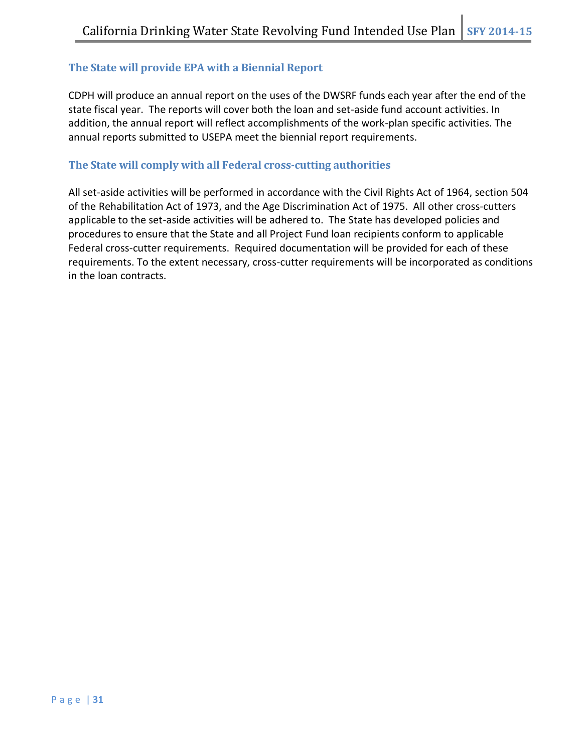### The State will provide EPA with a Biennial Report

CDPH will produce an annual report on the uses of the DWSRF funds each year after the end of the state fiscal year. The reports will cover both the loan and set-aside fund account activities. In addition, the annual report will reflect accomplishments of the work-plan specific activities. The annual reports submitted to USEPA meet the biennial report requirements.

### The State will comply with all Federal cross-cutting authorities

All set-aside activities will be performed in accordance with the Civil Rights Act of 1964, section 504 of the Rehabilitation Act of 1973, and the Age Discrimination Act of 1975. All other cross-cutters applicable to the set-aside activities will be adhered to. The State has developed policies and procedures to ensure that the State and all Project Fund loan recipients conform to applicable Federal cross-cutter requirements. Required documentation will be provided for each of these requirements. To the extent necessary, cross-cutter requirements will be incorporated as conditions in the loan contracts.